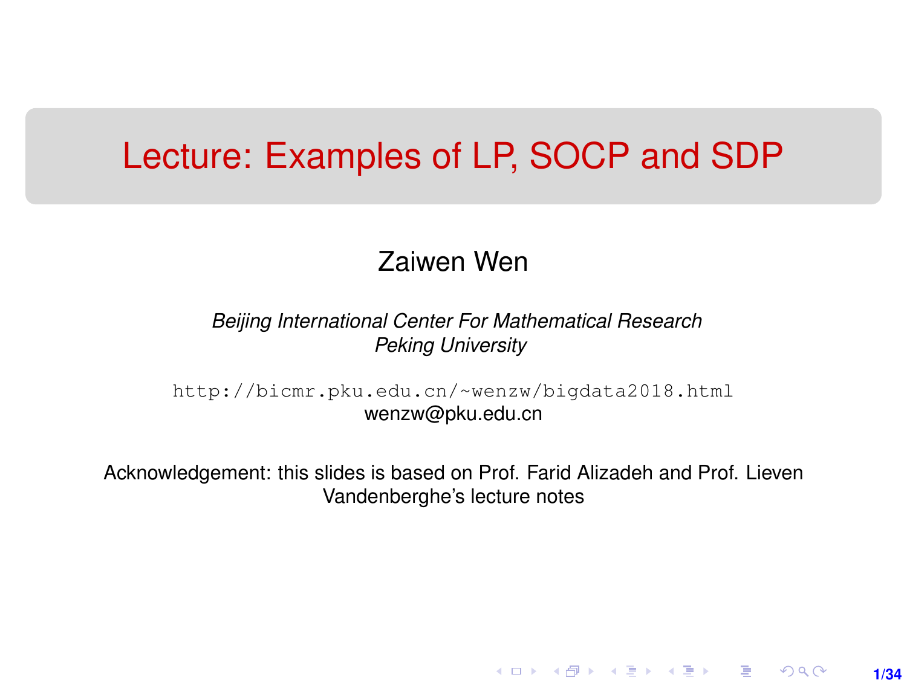# Lecture: Examples of LP, SOCP and SDP

Zaiwen Wen

*Beijing International Center For Mathematical Research*
*Peking University*

http://bicmr.pku.edu.cn/~wenzw/bigdata2018.html
wenzw@pku.edu.cn

Acknowledgement: this slides is based on Prof. Farid Alizadeh and Prof. Lieven Vandenberghe's lecture notes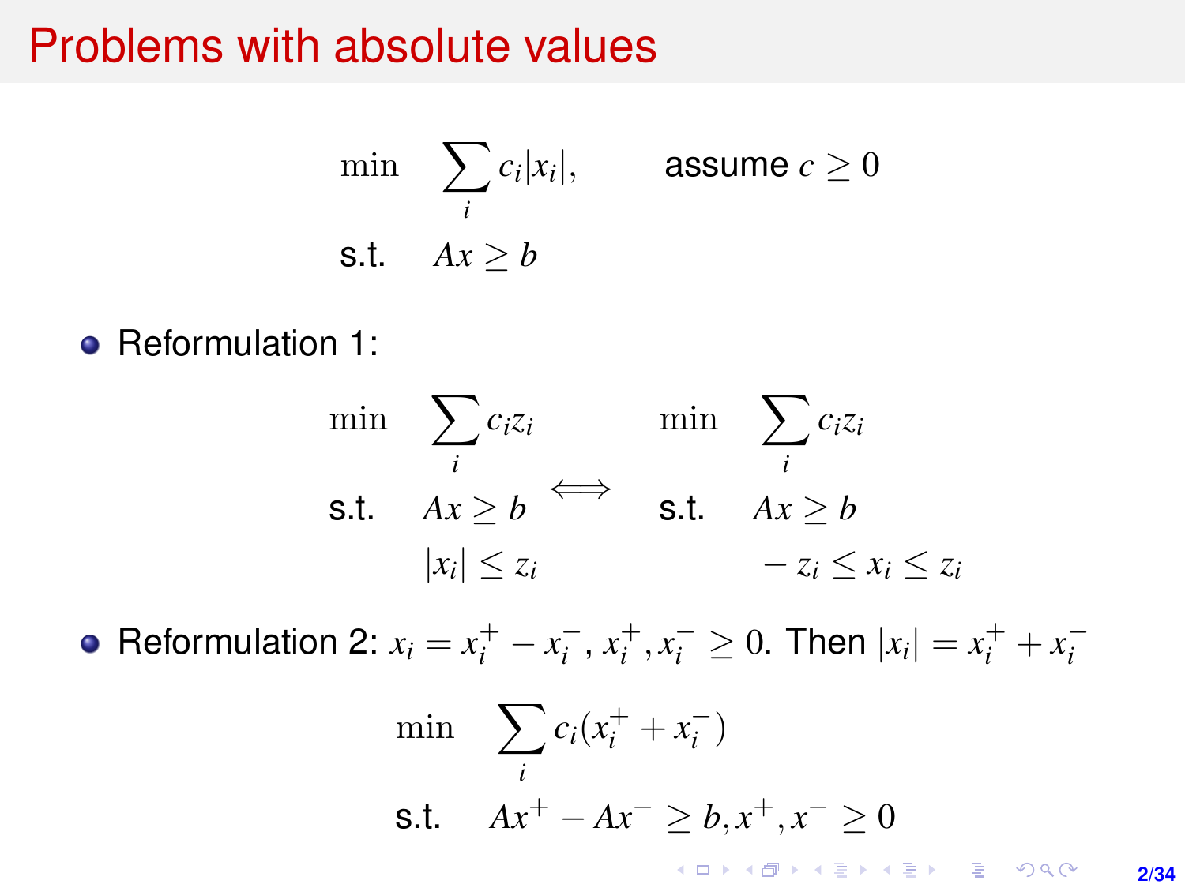# Problems with absolute values

$$
\begin{aligned}
\min \quad & \sum_i c_i |x_i|, \qquad \text{assume } c \geq 0 \\
\text{s.t.} \quad & Ax \geq b
\end{aligned}
$$

- Reformulation 1:

$$
\begin{aligned}
\min \quad & \sum_i c_i z_i \\
\text{s.t.} \quad & Ax \geq b \\
& |x_i| \leq z_i
\end{aligned}
\quad \Longleftrightarrow \quad
\begin{aligned}
\min \quad & \sum_i c_i z_i \\
\text{s.t.} \quad & Ax \geq b \\
& -z_i \leq x_i \leq z_i
\end{aligned}
$$

- Reformulation 2: $x_i = x_i^+ - x_i^-$, $x_i^+, x_i^- \geq 0$. Then $|x_i| = x_i^+ + x_i^-$

$$
\begin{aligned}
\min \quad & \sum_i c_i (x_i^+ + x_i^-) \\
\text{s.t.} \quad & Ax^+ - Ax^- \geq b, x^+, x^- \geq 0
\end{aligned}
$$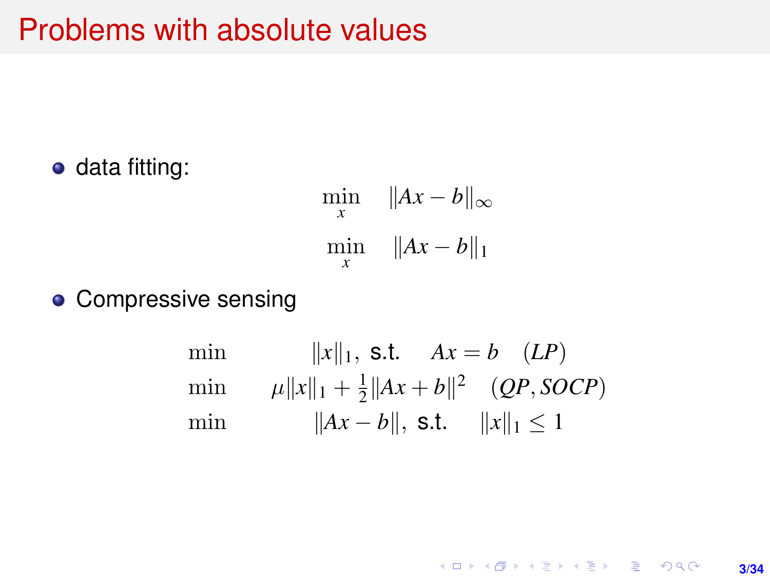# Problems with absolute values

- data fitting:

$$\min_{x} \quad \|Ax - b\|_\infty$$

$$\min_{x} \quad \|Ax - b\|_1$$

- Compressive sensing

$$
\begin{aligned}
&\min \quad \|x\|_1, \text{ s.t. } \quad Ax = b \quad (LP) \\
&\min \quad \mu\|x\|_1 + \frac{1}{2}\|Ax + b\|^2 \quad (QP, SOCP) \\
&\min \quad \|Ax - b\|, \text{ s.t. } \quad \|x\|_1 \leq 1
\end{aligned}
$$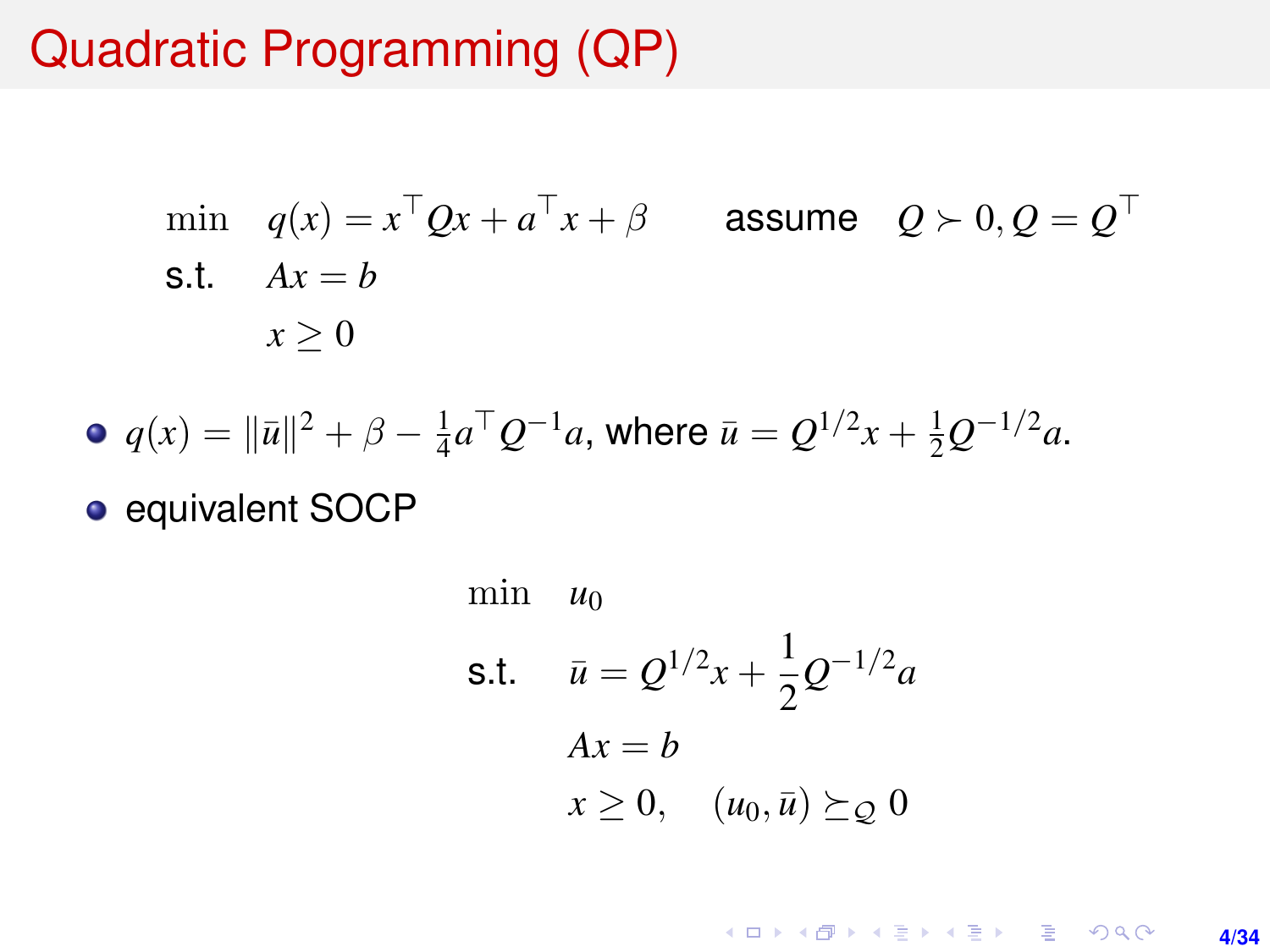# Quadratic Programming (QP)

$$
\begin{aligned}
\min \quad & q(x) = x^\top Q x + a^\top x + \beta \qquad \text{assume} \quad Q \succ 0, Q = Q^\top \\
\text{s.t.} \quad & Ax = b \\
& x \geq 0
\end{aligned}
$$

- $q(x) = \|\bar{u}\|^2 + \beta - \frac{1}{4} a^\top Q^{-1} a$, where $\bar{u} = Q^{1/2} x + \frac{1}{2} Q^{-1/2} a$.
- equivalent SOCP

$$
\begin{aligned}
\min \quad & u_0 \\
\text{s.t.} \quad & \bar{u} = Q^{1/2} x + \frac{1}{2} Q^{-1/2} a \\
& Ax = b \\
& x \geq 0, \quad (u_0, \bar{u}) \succeq_{\mathcal{Q}} 0
\end{aligned}
$$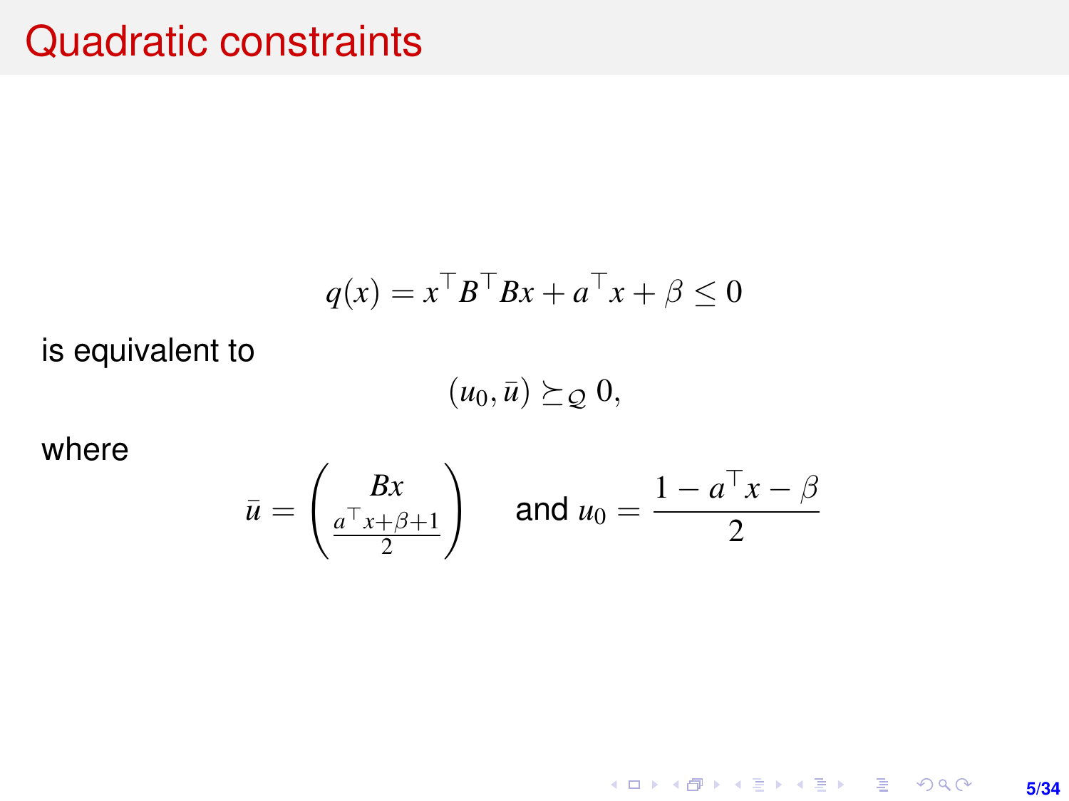# Quadratic constraints

$$q(x) = x^\top B^\top B x + a^\top x + \beta \leq 0$$

is equivalent to

$$(u_0, \bar{u}) \succeq_{\mathcal{Q}} 0,$$

where

$$\bar{u} = \begin{pmatrix} Bx \\ \frac{a^\top x + \beta + 1}{2} \end{pmatrix} \quad \text{and } u_0 = \frac{1 - a^\top x - \beta}{2}$$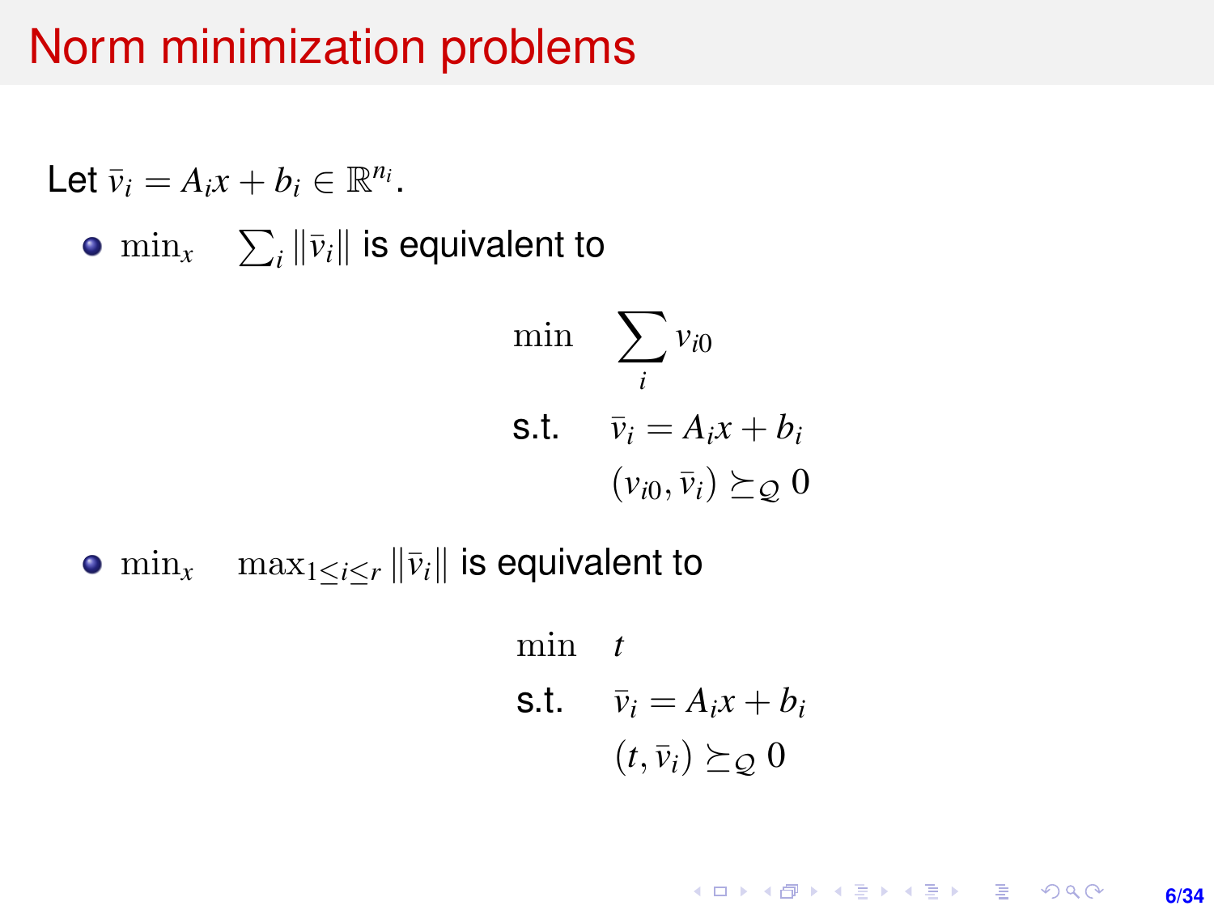# Norm minimization problems

Let $\bar{v}_i = A_i x + b_i \in \mathbb{R}^{n_i}$.

- $\min_x \quad \sum_i \|\bar{v}_i\|$ is equivalent to

$$
\begin{aligned}
\min \quad & \sum_i v_{i0} \\
\text{s.t.} \quad & \bar{v}_i = A_i x + b_i \\
& (v_{i0}, \bar{v}_i) \succeq_{\mathcal{Q}} 0
\end{aligned}
$$

- $\min_x \quad \max_{1 \le i \le r} \|\bar{v}_i\|$ is equivalent to

$$
\begin{aligned}
\min \quad & t \\
\text{s.t.} \quad & \bar{v}_i = A_i x + b_i \\
& (t, \bar{v}_i) \succeq_{\mathcal{Q}} 0
\end{aligned}
$$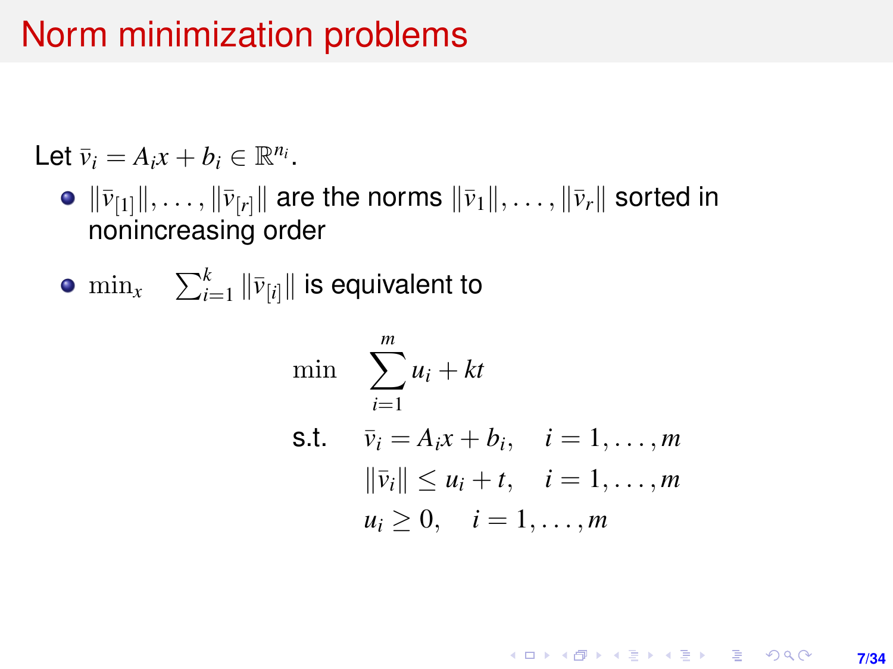# Norm minimization problems

Let $\bar{v}_i = A_i x + b_i \in \mathbb{R}^{n_i}$.

- $\|\bar{v}_{[1]}\|, \ldots, \|\bar{v}_{[r]}\|$ are the norms $\|\bar{v}_1\|, \ldots, \|\bar{v}_r\|$ sorted in nonincreasing order
- $\min_x \quad \sum_{i=1}^{k} \|\bar{v}_{[i]}\|$ is equivalent to

$$
\begin{aligned}
\min \quad & \sum_{i=1}^{m} u_i + kt \\
\text{s.t.} \quad & \bar{v}_i = A_i x + b_i, \quad i = 1, \ldots, m \\
& \|\bar{v}_i\| \leq u_i + t, \quad i = 1, \ldots, m \\
& u_i \geq 0, \quad i = 1, \ldots, m
\end{aligned}
$$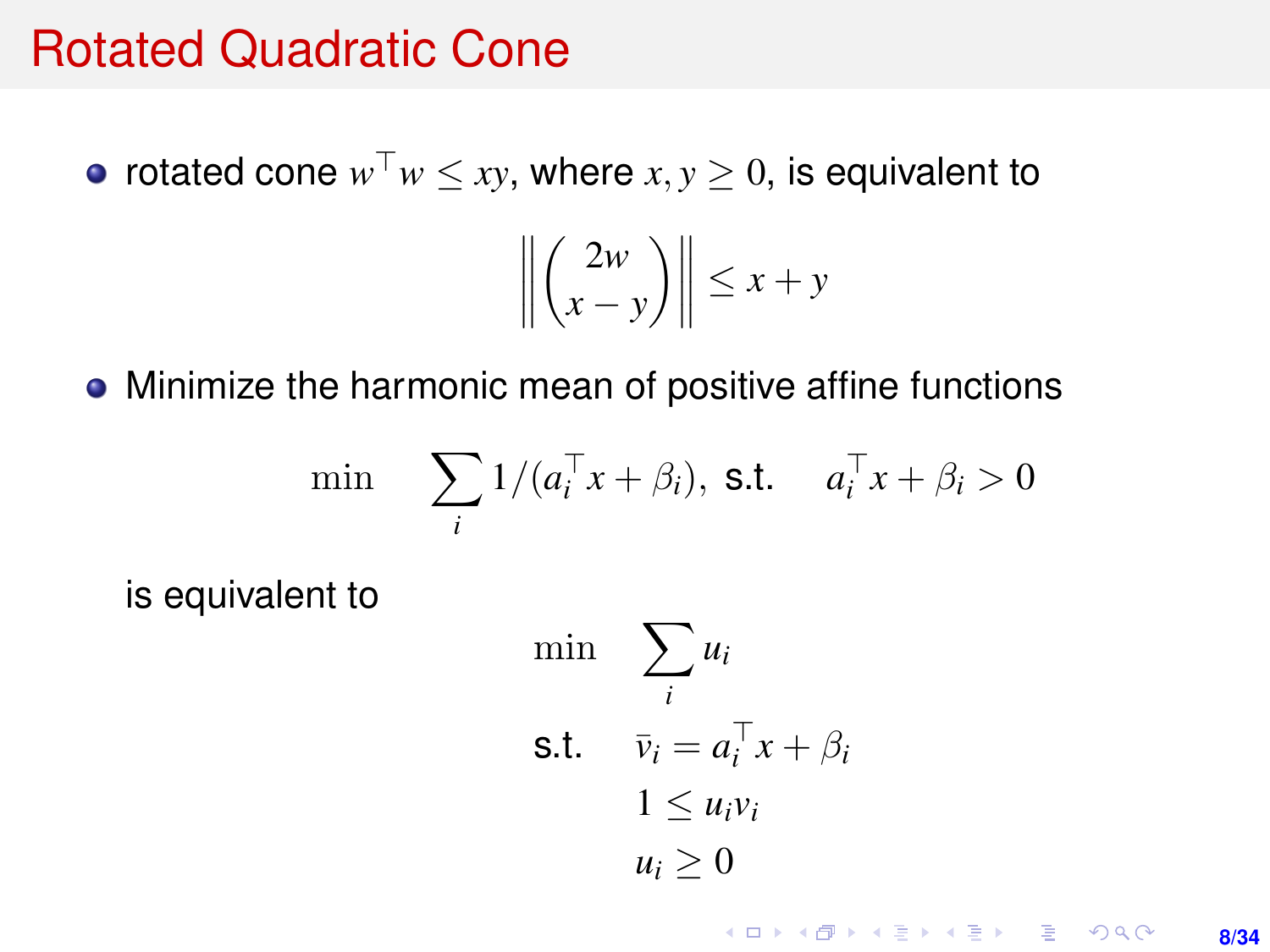# Rotated Quadratic Cone

- rotated cone $w^\top w \leq xy$, where $x, y \geq 0$, is equivalent to

$$\left\| \begin{pmatrix} 2w \\ x - y \end{pmatrix} \right\| \leq x + y$$

- Minimize the harmonic mean of positive affine functions

$$\min \quad \sum_i 1/(a_i^\top x + \beta_i), \text{ s.t. } \quad a_i^\top x + \beta_i > 0$$

is equivalent to

$$\begin{aligned} \min \quad & \sum_i u_i \\ \text{s.t.} \quad & \bar{v}_i = a_i^\top x + \beta_i \\ & 1 \leq u_i v_i \\ & u_i \geq 0 \end{aligned}$$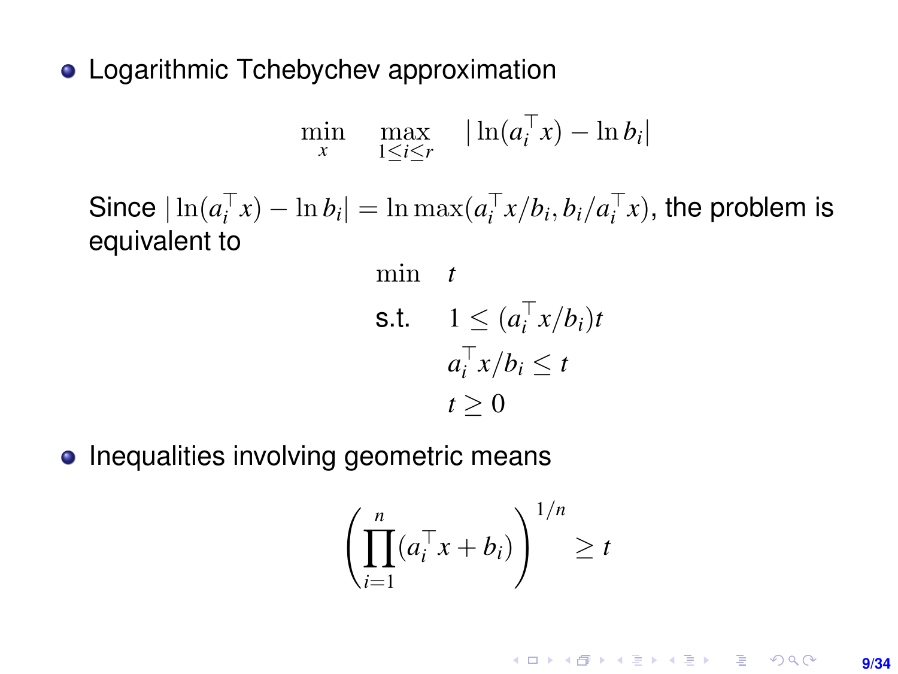- Logarithmic Tchebychev approximation

$$\min_{x} \quad \max_{1 \leq i \leq r} \quad |\ln(a_i^\top x) - \ln b_i|$$

  Since $|\ln(a_i^\top x) - \ln b_i| = \ln \max(a_i^\top x / b_i, b_i / a_i^\top x)$, the problem is equivalent to

$$\begin{aligned} \min \quad & t \\ \text{s.t.} \quad & 1 \leq (a_i^\top x / b_i) t \\ & a_i^\top x / b_i \leq t \\ & t \geq 0 \end{aligned}$$

- Inequalities involving geometric means

$$\left( \prod_{i=1}^{n} (a_i^\top x + b_i) \right)^{1/n} \geq t$$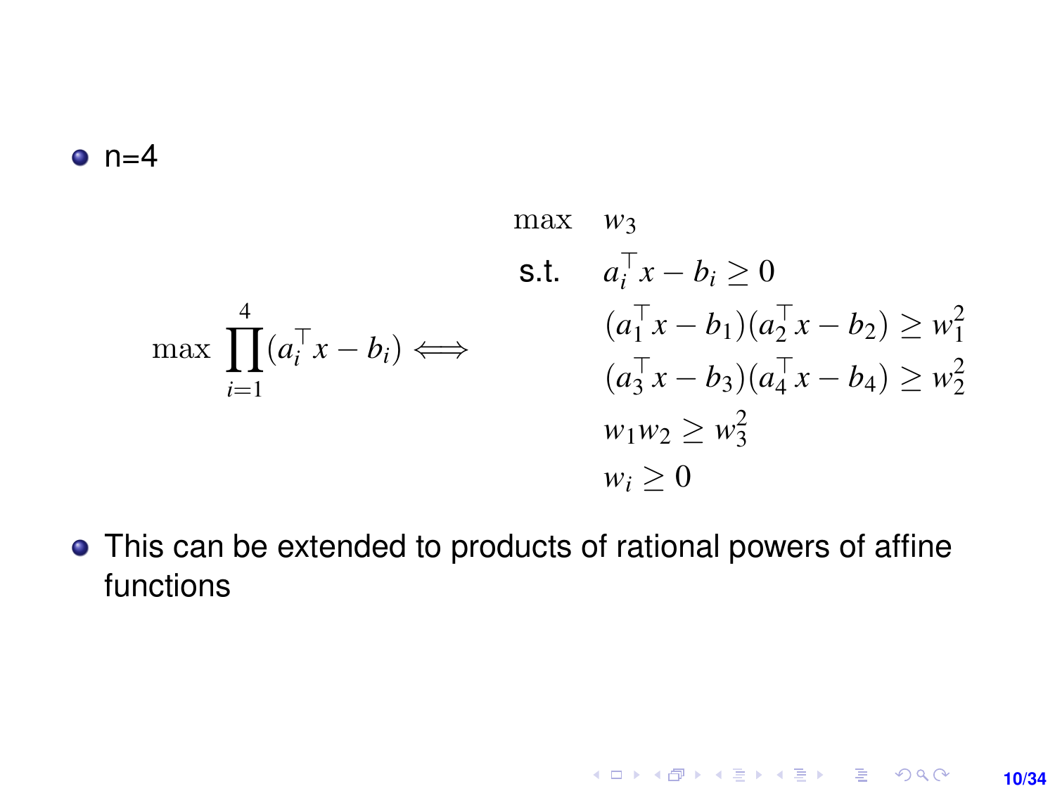- n=4

$$
\max \prod_{i=1}^{4}(a_i^\top x - b_i) \iff \begin{array}{ll} \max & w_3 \\ \text{s.t.} & a_i^\top x - b_i \geq 0 \\ & (a_1^\top x - b_1)(a_2^\top x - b_2) \geq w_1^2 \\ & (a_3^\top x - b_3)(a_4^\top x - b_4) \geq w_2^2 \\ & w_1 w_2 \geq w_3^2 \\ & w_i \geq 0 \end{array}
$$

- This can be extended to products of rational powers of affine functions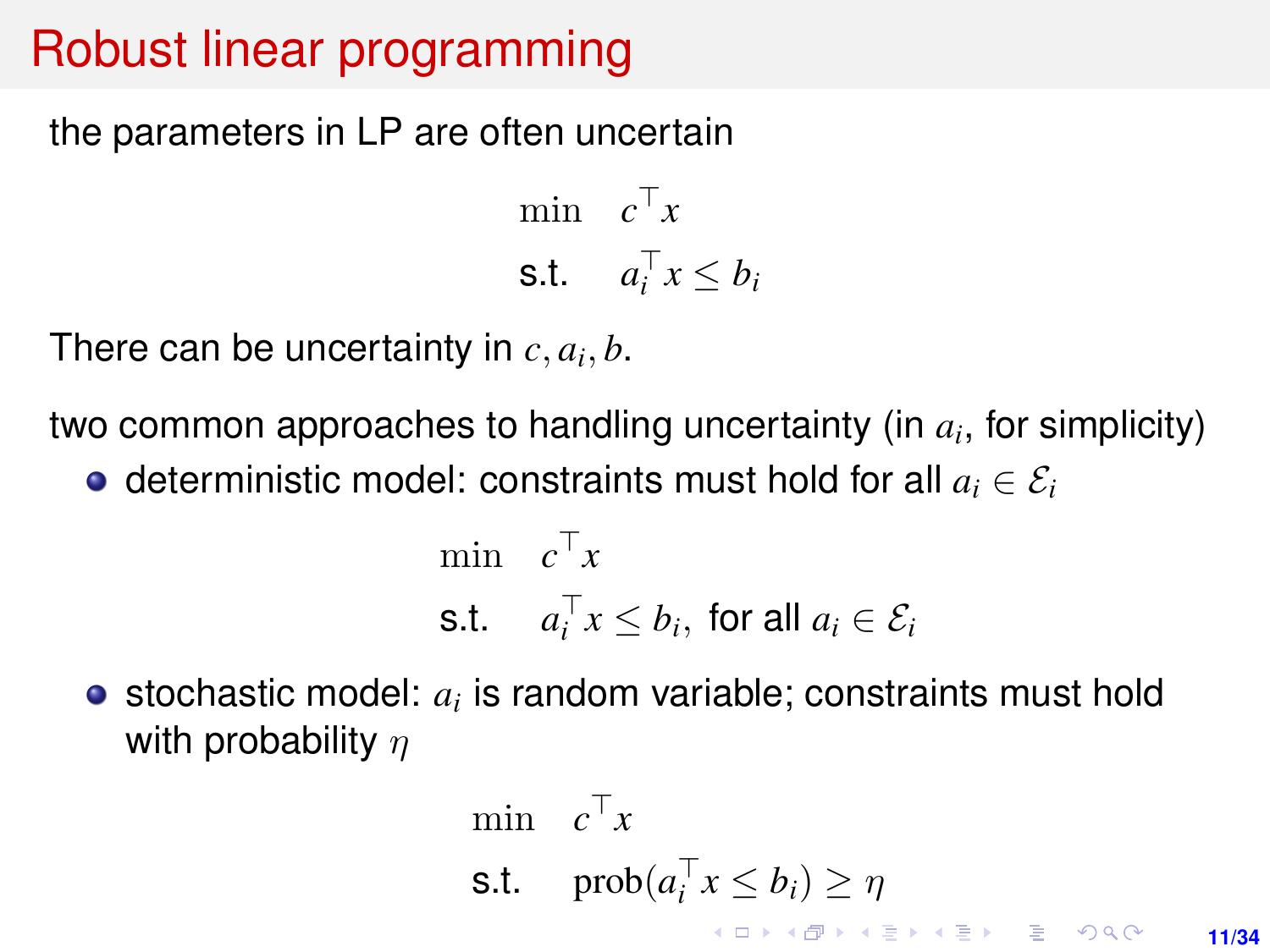# Robust linear programming

the parameters in LP are often uncertain

$$
\begin{aligned}
\min \quad & c^\top x \\
\text{s.t.} \quad & a_i^\top x \le b_i
\end{aligned}
$$

There can be uncertainty in $c, a_i, b$.

two common approaches to handling uncertainty (in $a_i$, for simplicity)

- deterministic model: constraints must hold for all $a_i \in \mathcal{E}_i$

$$
\begin{aligned}
\min \quad & c^\top x \\
\text{s.t.} \quad & a_i^\top x \le b_i, \ \text{for all } a_i \in \mathcal{E}_i
\end{aligned}
$$

- stochastic model: $a_i$ is random variable; constraints must hold with probability $\eta$

$$
\begin{aligned}
\min \quad & c^\top x \\
\text{s.t.} \quad & \mathrm{prob}(a_i^\top x \le b_i) \ge \eta
\end{aligned}
$$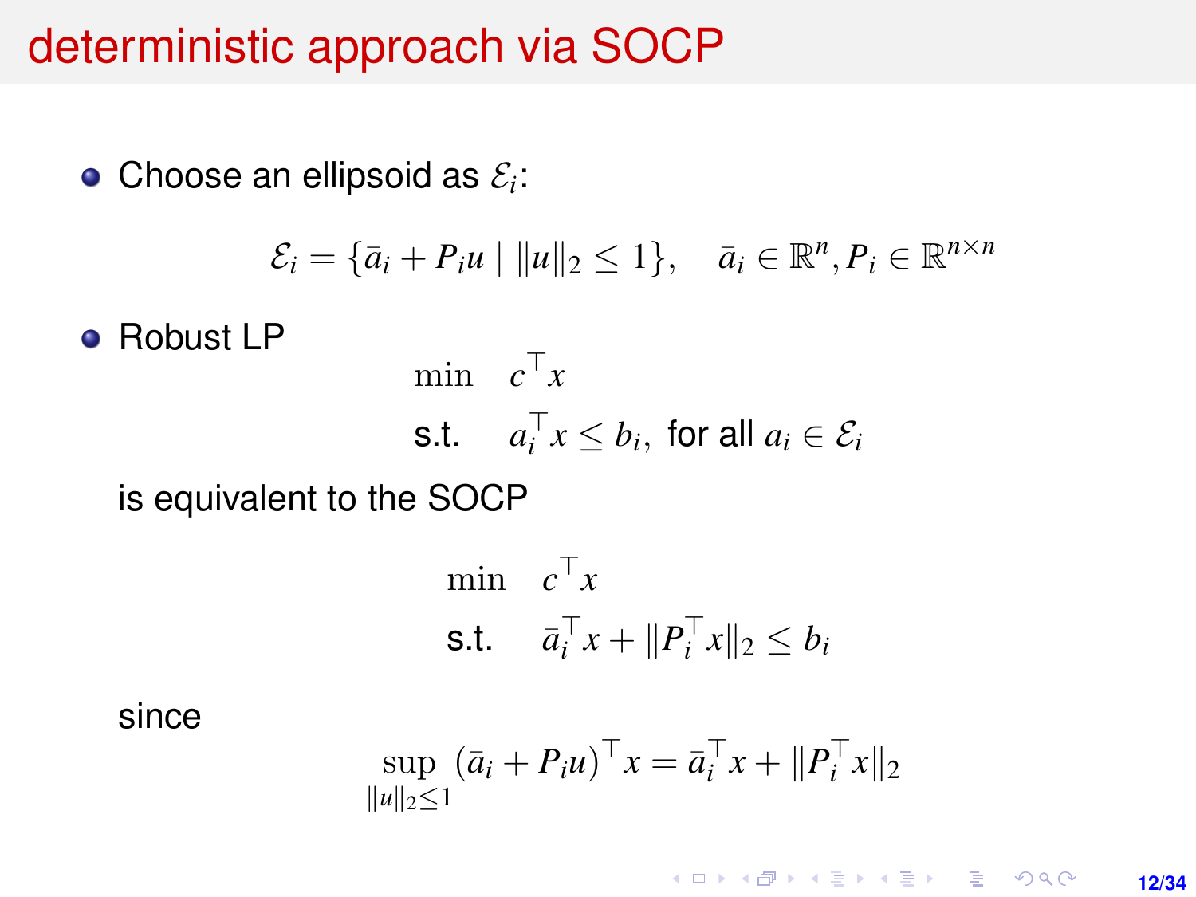# deterministic approach via SOCP

- Choose an ellipsoid as $\mathcal{E}_i$:

$$\mathcal{E}_i = \{\bar{a}_i + P_i u \mid \|u\|_2 \leq 1\}, \quad \bar{a}_i \in \mathbb{R}^n, P_i \in \mathbb{R}^{n \times n}$$

- Robust LP

$$\begin{aligned} \min \quad & c^\top x \\ \text{s.t.} \quad & a_i^\top x \leq b_i, \text{ for all } a_i \in \mathcal{E}_i \end{aligned}$$

  is equivalent to the SOCP

$$\begin{aligned} \min \quad & c^\top x \\ \text{s.t.} \quad & \bar{a}_i^\top x + \|P_i^\top x\|_2 \leq b_i \end{aligned}$$

  since

$$\sup_{\|u\|_2 \leq 1} (\bar{a}_i + P_i u)^\top x = \bar{a}_i^\top x + \|P_i^\top x\|_2$$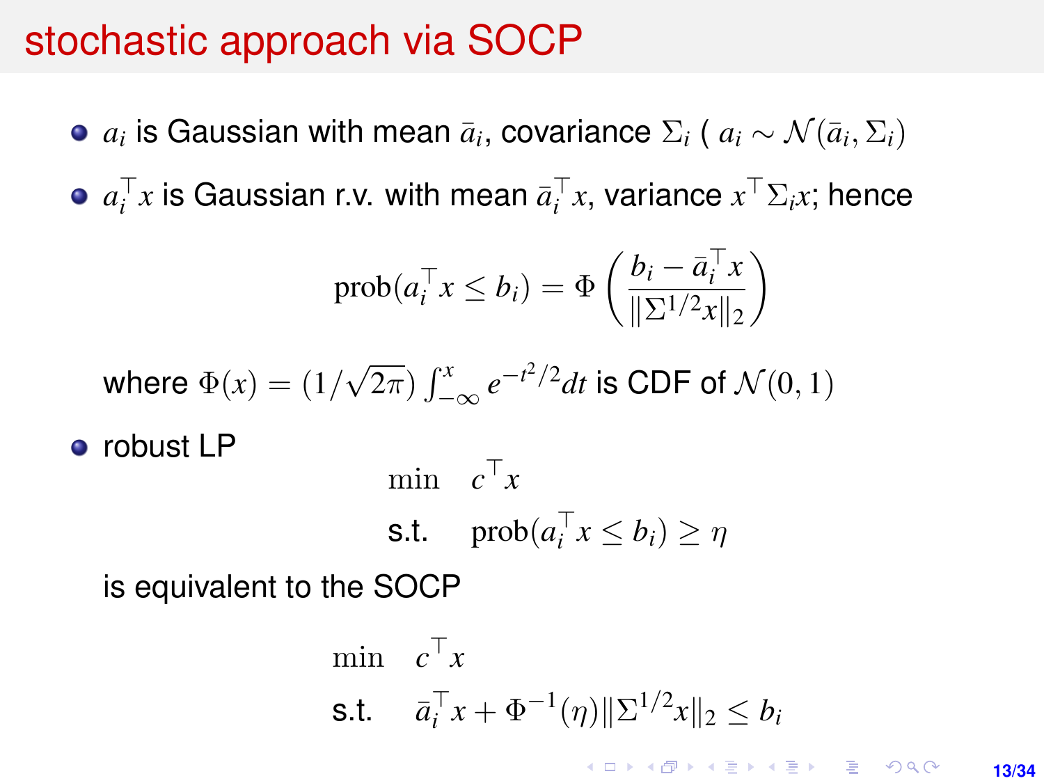# stochastic approach via SOCP

- $a_i$ is Gaussian with mean $\bar{a}_i$, covariance $\Sigma_i$ ( $a_i \sim \mathcal{N}(\bar{a}_i, \Sigma_i)$
- $a_i^\top x$ is Gaussian r.v. with mean $\bar{a}_i^\top x$, variance $x^\top \Sigma_i x$; hence

$$\operatorname{prob}(a_i^\top x \le b_i) = \Phi\left(\frac{b_i - \bar{a}_i^\top x}{\|\Sigma^{1/2} x\|_2}\right)$$

  where $\Phi(x) = (1/\sqrt{2\pi}) \int_{-\infty}^{x} e^{-t^2/2} dt$ is CDF of $\mathcal{N}(0, 1)$

- robust LP

$$\begin{aligned} \min \quad & c^\top x \\ \text{s.t.} \quad & \operatorname{prob}(a_i^\top x \le b_i) \ge \eta \end{aligned}$$

  is equivalent to the SOCP

$$\begin{aligned} \min \quad & c^\top x \\ \text{s.t.} \quad & \bar{a}_i^\top x + \Phi^{-1}(\eta) \|\Sigma^{1/2} x\|_2 \le b_i \end{aligned}$$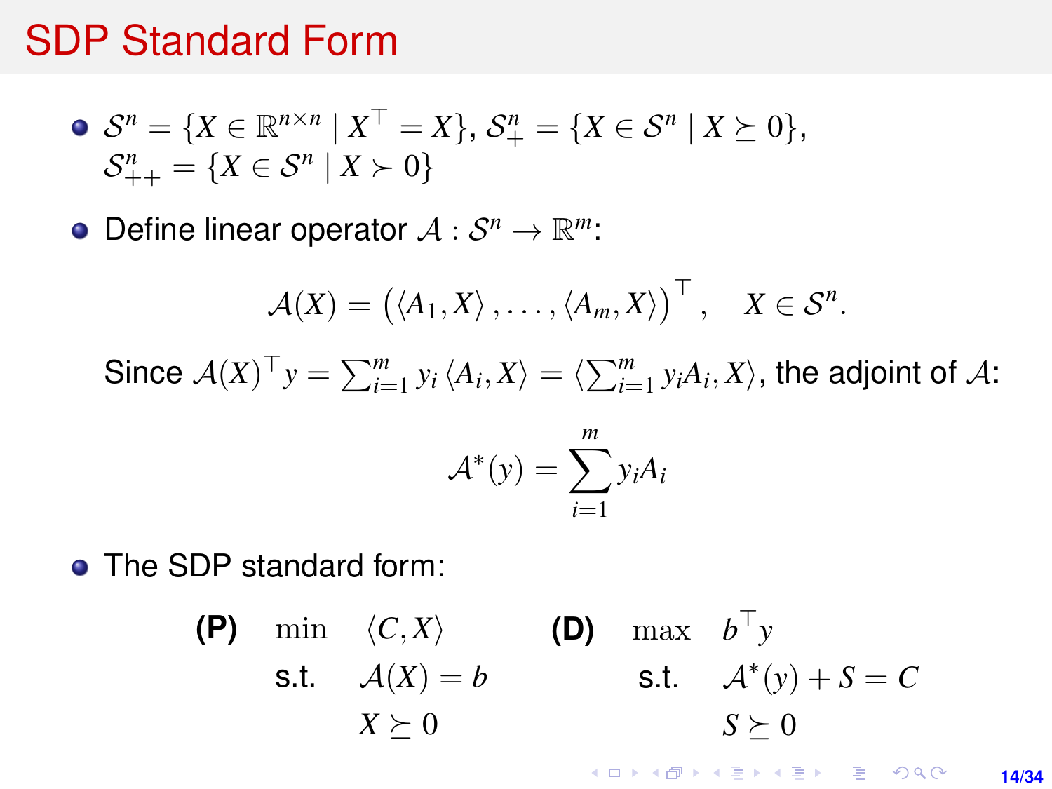# SDP Standard Form

- $\mathcal{S}^n = \{X \in \mathbb{R}^{n\times n} \mid X^\top = X\}$, $\mathcal{S}^n_+ = \{X \in \mathcal{S}^n \mid X \succeq 0\}$, $\mathcal{S}^n_{++} = \{X \in \mathcal{S}^n \mid X \succ 0\}$

- Define linear operator $\mathcal{A} : \mathcal{S}^n \to \mathbb{R}^m$:

$$\mathcal{A}(X) = \left(\langle A_1, X\rangle, \ldots, \langle A_m, X\rangle\right)^\top, \quad X \in \mathcal{S}^n.$$

  Since $\mathcal{A}(X)^\top y = \sum_{i=1}^m y_i \langle A_i, X\rangle = \langle \sum_{i=1}^m y_i A_i, X\rangle$, the adjoint of $\mathcal{A}$:

$$\mathcal{A}^*(y) = \sum_{i=1}^m y_i A_i$$

- The SDP standard form:

$$\textbf{(P)} \quad \begin{array}{ll} \min & \langle C, X\rangle \\ \text{s.t.} & \mathcal{A}(X) = b \\ & X \succeq 0 \end{array} \qquad \textbf{(D)} \quad \begin{array}{ll} \max & b^\top y \\ \text{s.t.} & \mathcal{A}^*(y) + S = C \\ & S \succeq 0 \end{array}$$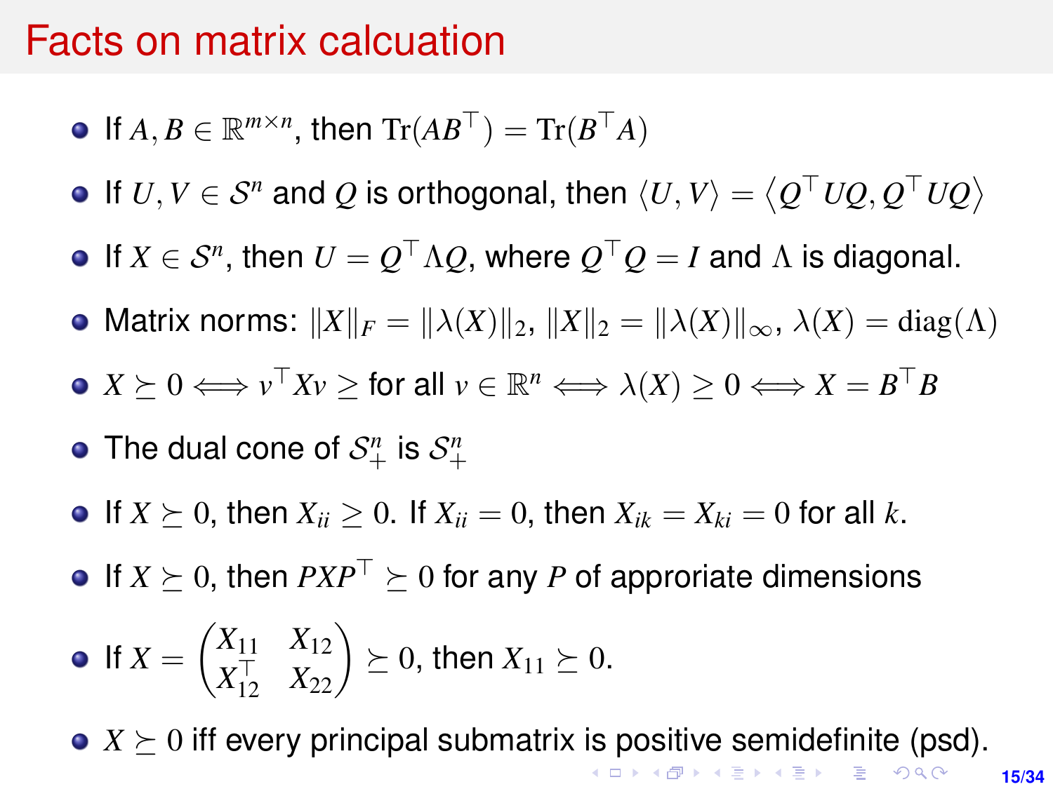# Facts on matrix calcuation

- If $A, B \in \mathbb{R}^{m\times n}$, then $\mathrm{Tr}(AB^\top) = \mathrm{Tr}(B^\top A)$
- If $U, V \in \mathcal{S}^n$ and $Q$ is orthogonal, then $\langle U, V\rangle = \left\langle Q^\top UQ, Q^\top UQ\right\rangle$
- If $X \in \mathcal{S}^n$, then $U = Q^\top \Lambda Q$, where $Q^\top Q = I$ and $\Lambda$ is diagonal.
- Matrix norms: $\|X\|_F = \|\lambda(X)\|_2$, $\|X\|_2 = \|\lambda(X)\|_\infty$, $\lambda(X) = \mathrm{diag}(\Lambda)$
- $X \succeq 0 \iff v^\top X v \geq$ for all $v \in \mathbb{R}^n \iff \lambda(X) \geq 0 \iff X = B^\top B$
- The dual cone of $\mathcal{S}^n_+$ is $\mathcal{S}^n_+$
- If $X \succeq 0$, then $X_{ii} \geq 0$. If $X_{ii} = 0$, then $X_{ik} = X_{ki} = 0$ for all $k$.
- If $X \succeq 0$, then $PXP^\top \succeq 0$ for any $P$ of approriate dimensions
- If $X = \begin{pmatrix} X_{11} & X_{12} \\ X_{12}^\top & X_{22} \end{pmatrix} \succeq 0$, then $X_{11} \succeq 0$.
- $X \succeq 0$ iff every principal submatrix is positive semidefinite (psd).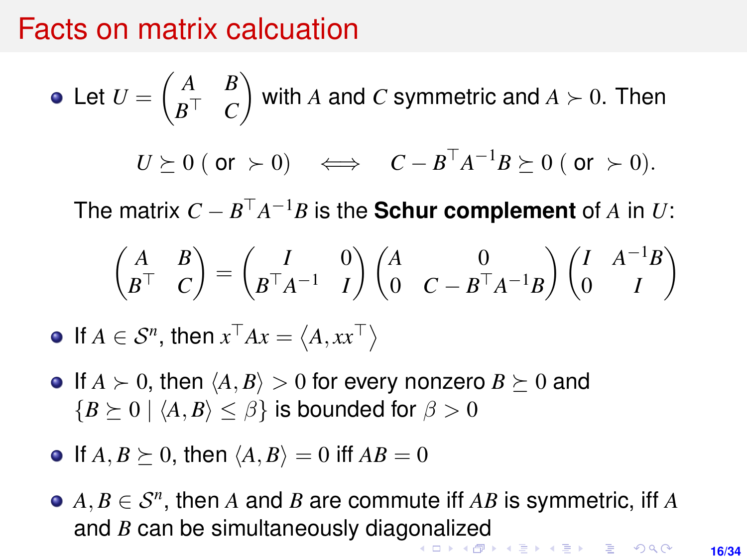# Facts on matrix calcuation

- Let $U = \begin{pmatrix} A & B \\ B^\top & C \end{pmatrix}$ with $A$ and $C$ symmetric and $A \succ 0$. Then

  $$U \succeq 0 \text{ ( or } \succ 0) \iff C - B^\top A^{-1} B \succeq 0 \text{ ( or } \succ 0).$$

  The matrix $C - B^\top A^{-1} B$ is the **Schur complement** of $A$ in $U$:

  $$\begin{pmatrix} A & B \\ B^\top & C \end{pmatrix} = \begin{pmatrix} I & 0 \\ B^\top A^{-1} & I \end{pmatrix} \begin{pmatrix} A & 0 \\ 0 & C - B^\top A^{-1} B \end{pmatrix} \begin{pmatrix} I & A^{-1} B \\ 0 & I \end{pmatrix}$$

- If $A \in \mathcal{S}^n$, then $x^\top A x = \langle A, xx^\top \rangle$
- If $A \succ 0$, then $\langle A, B \rangle > 0$ for every nonzero $B \succeq 0$ and $\{B \succeq 0 \mid \langle A, B \rangle \leq \beta\}$ is bounded for $\beta > 0$
- If $A, B \succeq 0$, then $\langle A, B \rangle = 0$ iff $AB = 0$
- $A, B \in \mathcal{S}^n$, then $A$ and $B$ are commute iff $AB$ is symmetric, iff $A$ and $B$ can be simultaneously diagonalized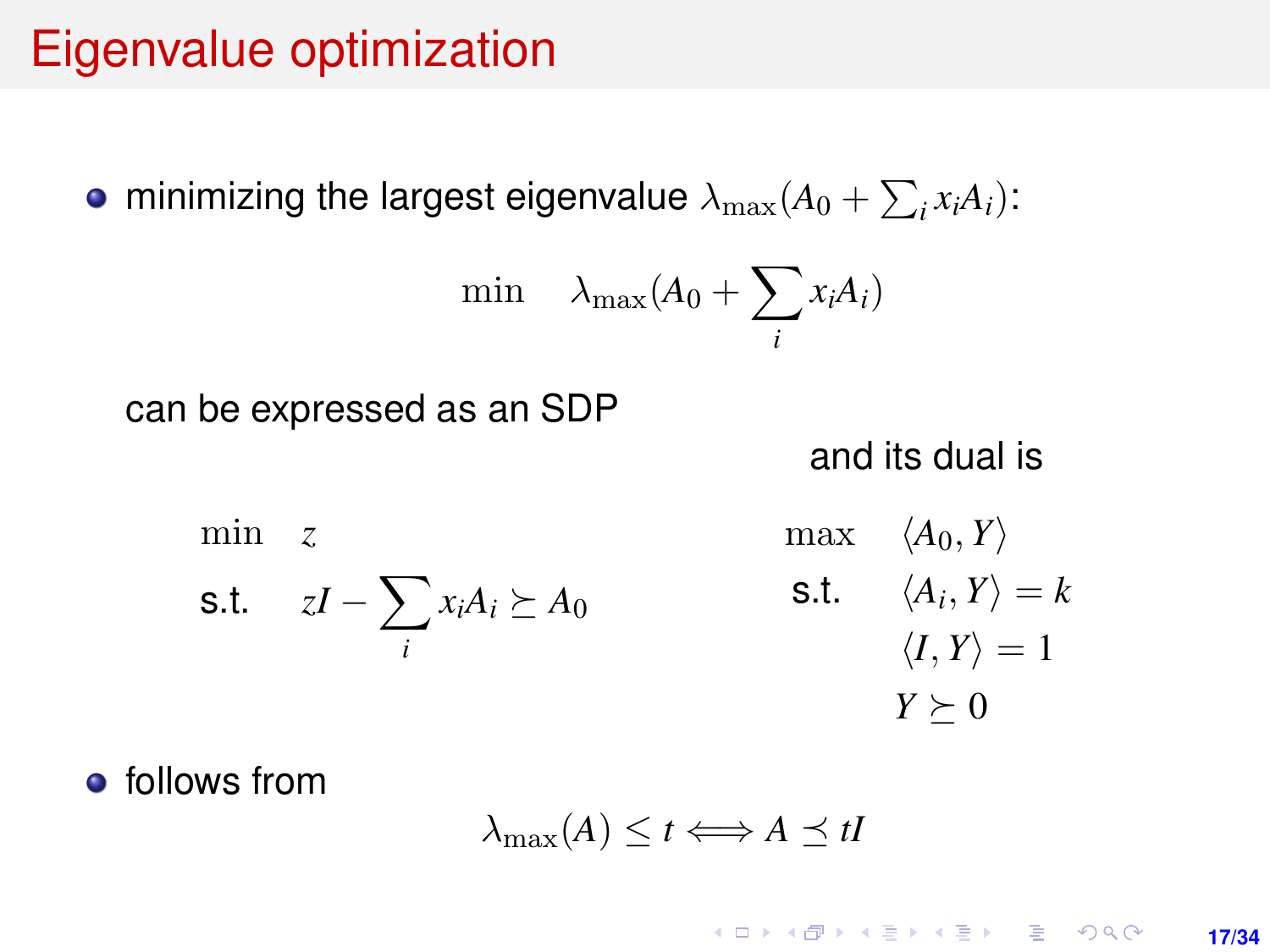# Eigenvalue optimization

- minimizing the largest eigenvalue $\lambda_{\max}(A_0 + \sum_i x_i A_i)$:

$$\min \quad \lambda_{\max}(A_0 + \sum_i x_i A_i)$$

  can be expressed as an SDP

$$\begin{aligned} \min \quad & z \\ \text{s.t.} \quad & zI - \sum_i x_i A_i \succeq A_0 \end{aligned}$$

  and its dual is

$$\begin{aligned} \max \quad & \langle A_0, Y \rangle \\ \text{s.t.} \quad & \langle A_i, Y \rangle = k \\ & \langle I, Y \rangle = 1 \\ & Y \succeq 0 \end{aligned}$$

- follows from

$$\lambda_{\max}(A) \leq t \Longleftrightarrow A \preceq tI$$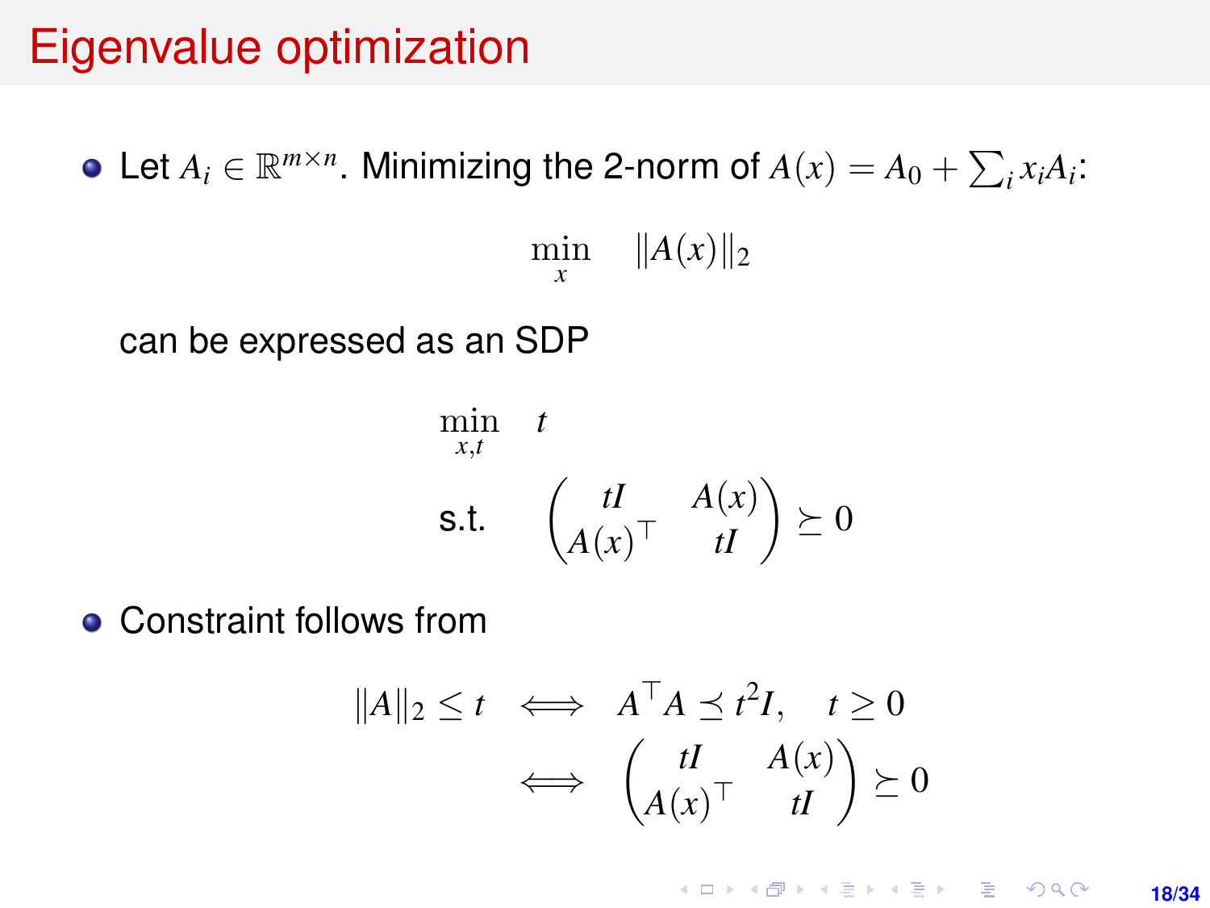# Eigenvalue optimization

- Let $A_i \in \mathbb{R}^{m\times n}$. Minimizing the 2-norm of $A(x) = A_0 + \sum_i x_i A_i$:

$$\min_x \quad \|A(x)\|_2$$

  can be expressed as an SDP

$$\begin{aligned} \min_{x,t} \quad & t \\ \text{s.t.} \quad & \begin{pmatrix} tI & A(x) \\ A(x)^\top & tI \end{pmatrix} \succeq 0 \end{aligned}$$

- Constraint follows from

$$\begin{aligned} \|A\|_2 \le t \quad & \iff \quad A^\top A \preceq t^2 I, \quad t \ge 0 \\ & \iff \quad \begin{pmatrix} tI & A(x) \\ A(x)^\top & tI \end{pmatrix} \succeq 0 \end{aligned}$$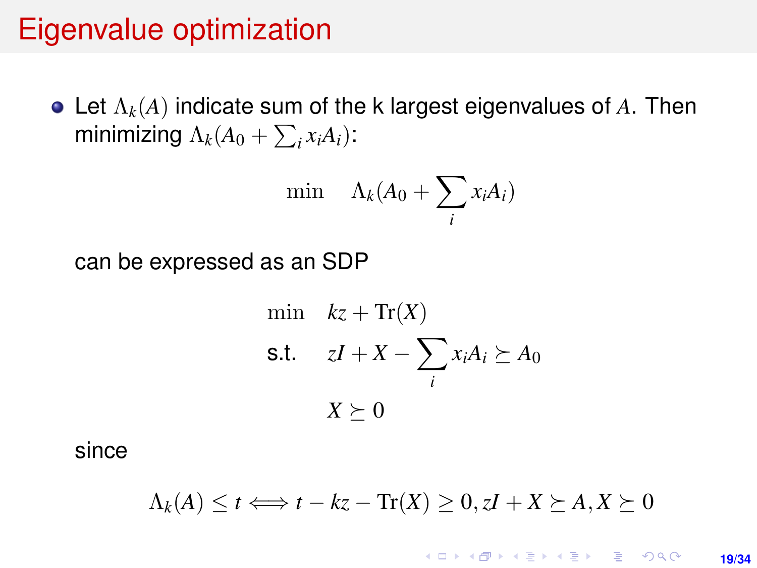# Eigenvalue optimization

- Let $\Lambda_k(A)$ indicate sum of the k largest eigenvalues of $A$. Then minimizing $\Lambda_k(A_0 + \sum_i x_i A_i)$:

$$\min \quad \Lambda_k(A_0 + \sum_i x_i A_i)$$

can be expressed as an SDP

$$\begin{aligned} \min \quad & kz + \mathrm{Tr}(X) \\ \text{s.t.} \quad & zI + X - \sum_i x_i A_i \succeq A_0 \\ & X \succeq 0 \end{aligned}$$

since

$$\Lambda_k(A) \leq t \Longleftrightarrow t - kz - \mathrm{Tr}(X) \geq 0, zI + X \succeq A, X \succeq 0$$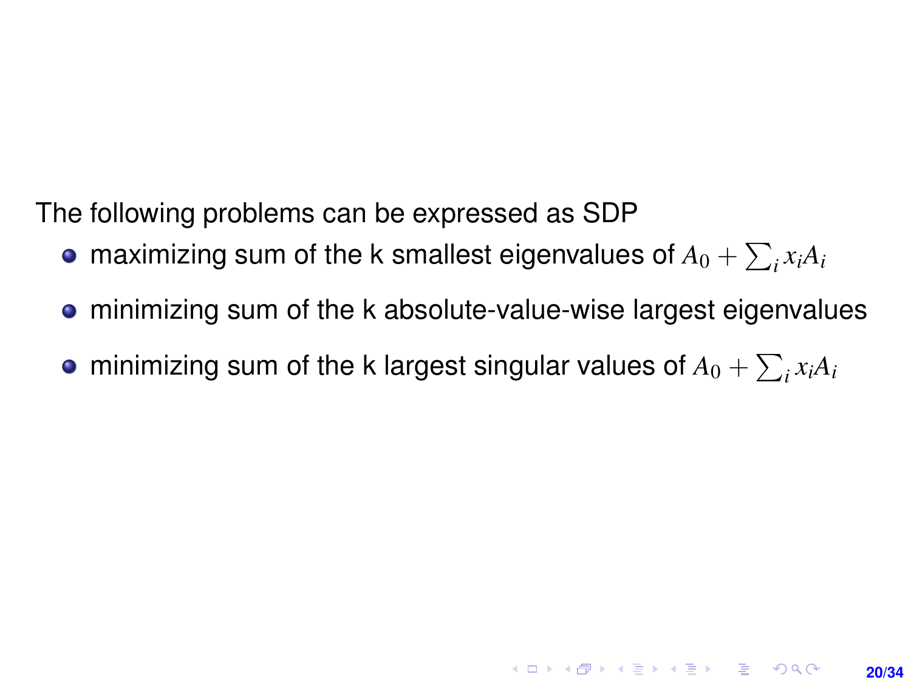The following problems can be expressed as SDP

- maximizing sum of the k smallest eigenvalues of $A_0 + \sum_i x_i A_i$
- minimizing sum of the k absolute-value-wise largest eigenvalues
- minimizing sum of the k largest singular values of $A_0 + \sum_i x_i A_i$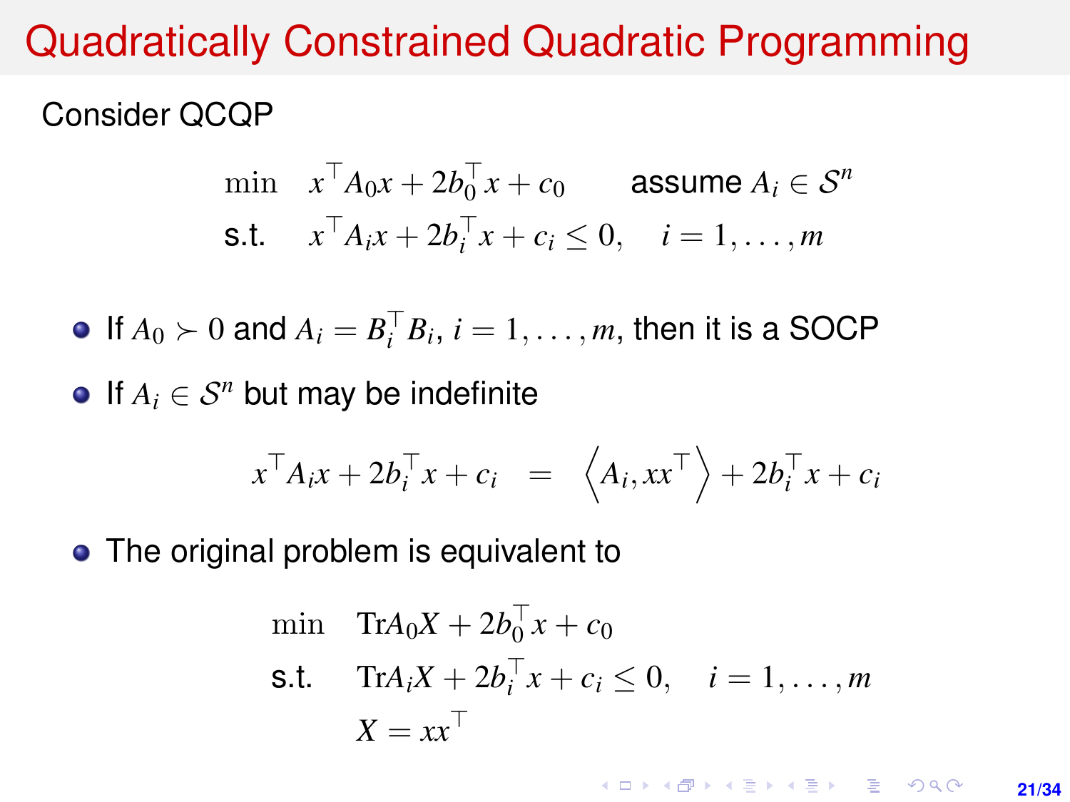# Quadratically Constrained Quadratic Programming

Consider QCQP

$$
\begin{aligned}
\min \quad & x^\top A_0 x + 2b_0^\top x + c_0 \qquad \text{assume } A_i \in \mathcal{S}^n \\
\text{s.t.} \quad & x^\top A_i x + 2b_i^\top x + c_i \leq 0, \quad i = 1, \ldots, m
\end{aligned}
$$

- If $A_0 \succ 0$ and $A_i = B_i^\top B_i$, $i = 1, \ldots, m$, then it is a SOCP
- If $A_i \in \mathcal{S}^n$ but may be indefinite

$$
x^\top A_i x + 2b_i^\top x + c_i = \left\langle A_i, xx^\top \right\rangle + 2b_i^\top x + c_i
$$

- The original problem is equivalent to

$$
\begin{aligned}
\min \quad & \mathrm{Tr} A_0 X + 2b_0^\top x + c_0 \\
\text{s.t.} \quad & \mathrm{Tr} A_i X + 2b_i^\top x + c_i \leq 0, \quad i = 1, \ldots, m \\
& X = xx^\top
\end{aligned}
$$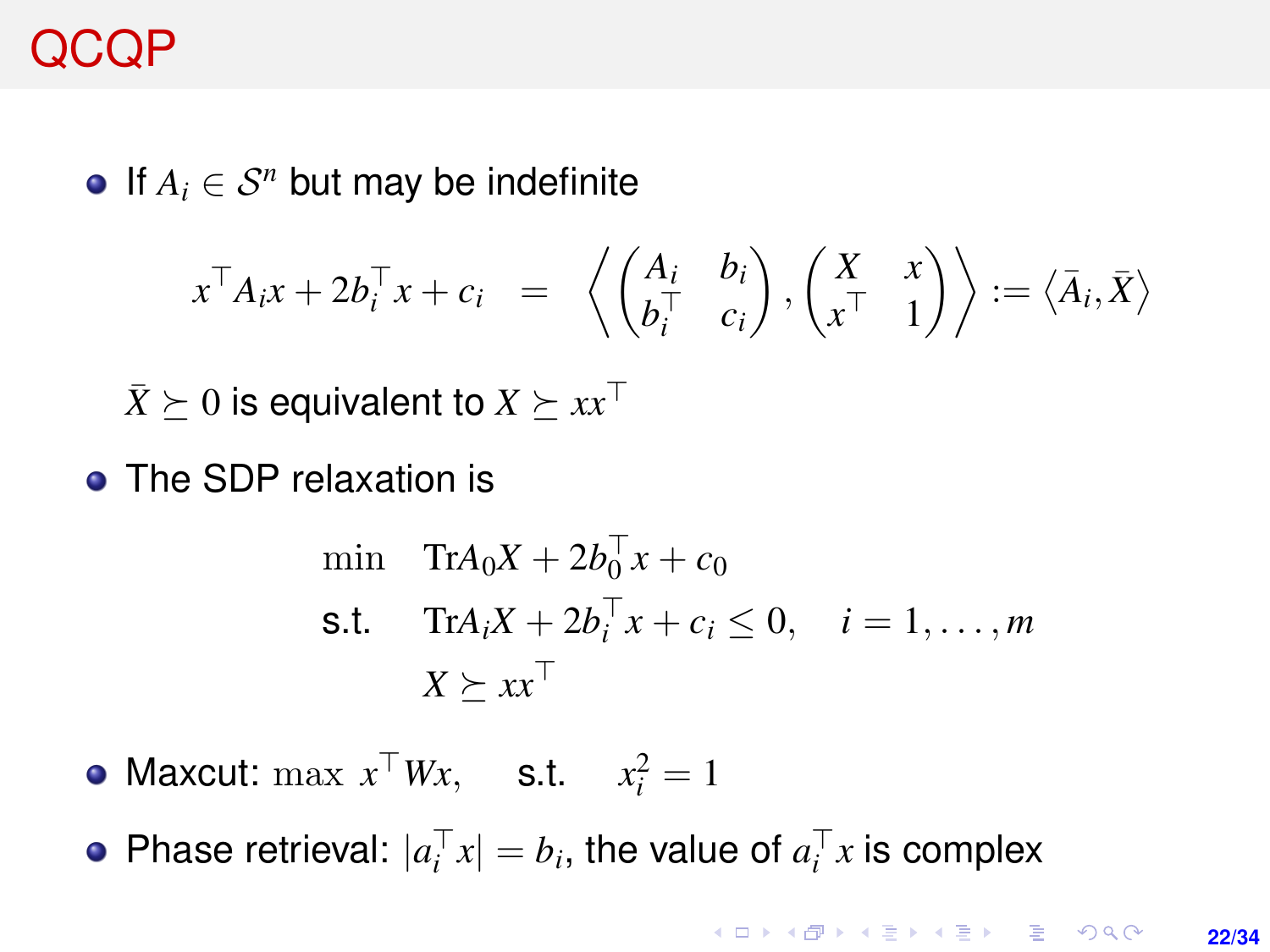# QCQP

- If $A_i \in \mathcal{S}^n$ but may be indefinite

$$x^\top A_i x + 2b_i^\top x + c_i = \left\langle \begin{pmatrix} A_i & b_i \\ b_i^\top & c_i \end{pmatrix}, \begin{pmatrix} X & x \\ x^\top & 1 \end{pmatrix} \right\rangle := \langle \bar{A}_i, \bar{X} \rangle$$

  $\bar{X} \succeq 0$ is equivalent to $X \succeq xx^\top$

- The SDP relaxation is

$$\begin{aligned} \min \quad & \mathrm{Tr} A_0 X + 2b_0^\top x + c_0 \\ \text{s.t.} \quad & \mathrm{Tr} A_i X + 2b_i^\top x + c_i \leq 0, \quad i = 1, \ldots, m \\ & X \succeq xx^\top \end{aligned}$$

- Maxcut: $\max \; x^\top W x, \quad$ s.t. $\quad x_i^2 = 1$
- Phase retrieval: $|a_i^\top x| = b_i$, the value of $a_i^\top x$ is complex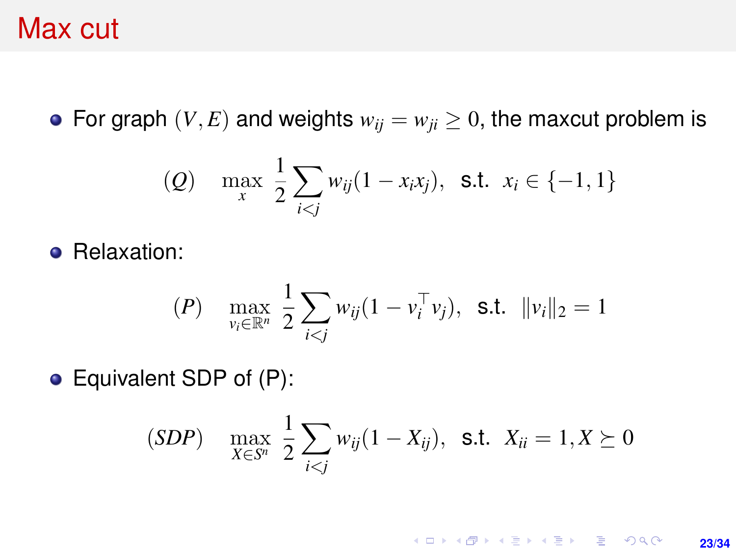# Max cut

- For graph $(V, E)$ and weights $w_{ij} = w_{ji} \geq 0$, the maxcut problem is

$$(Q) \quad \max_{x} \ \frac{1}{2} \sum_{i<j} w_{ij}(1 - x_i x_j), \ \text{ s.t. } \ x_i \in \{-1, 1\}$$

- Relaxation:

$$(P) \quad \max_{v_i \in \mathbb{R}^n} \ \frac{1}{2} \sum_{i<j} w_{ij}(1 - v_i^\top v_j), \ \text{ s.t. } \ \|v_i\|_2 = 1$$

- Equivalent SDP of (P):

$$(SDP) \quad \max_{X \in S^n} \ \frac{1}{2} \sum_{i<j} w_{ij}(1 - X_{ij}), \ \text{ s.t. } \ X_{ii} = 1, X \succeq 0$$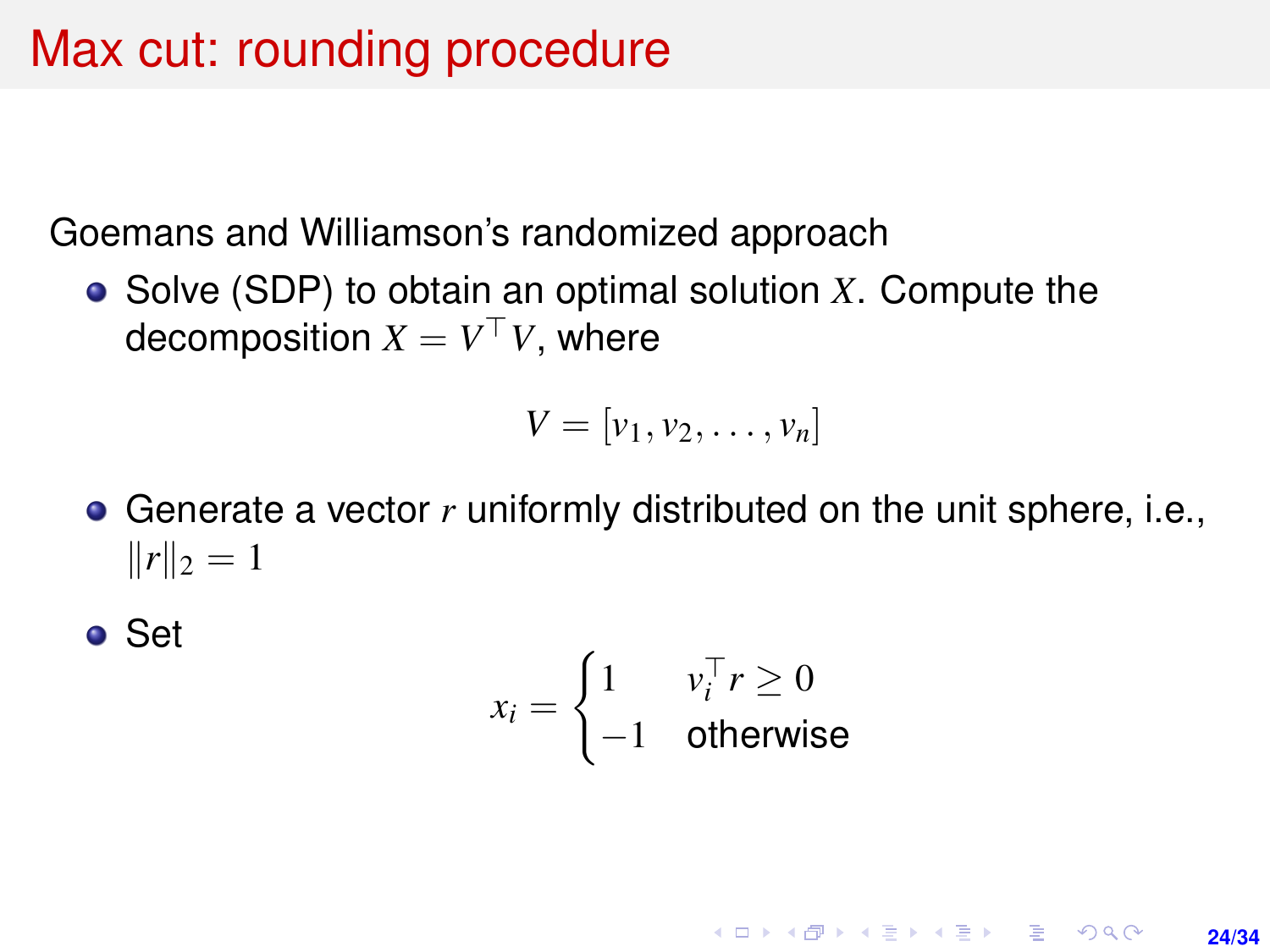# Max cut: rounding procedure

Goemans and Williamson's randomized approach

- Solve (SDP) to obtain an optimal solution $X$. Compute the decomposition $X = V^\top V$, where

$$V = [v_1, v_2, \ldots, v_n]$$

- Generate a vector $r$ uniformly distributed on the unit sphere, i.e., $\|r\|_2 = 1$

- Set

$$x_i = \begin{cases} 1 & v_i^\top r \geq 0 \\ -1 & \text{otherwise} \end{cases}$$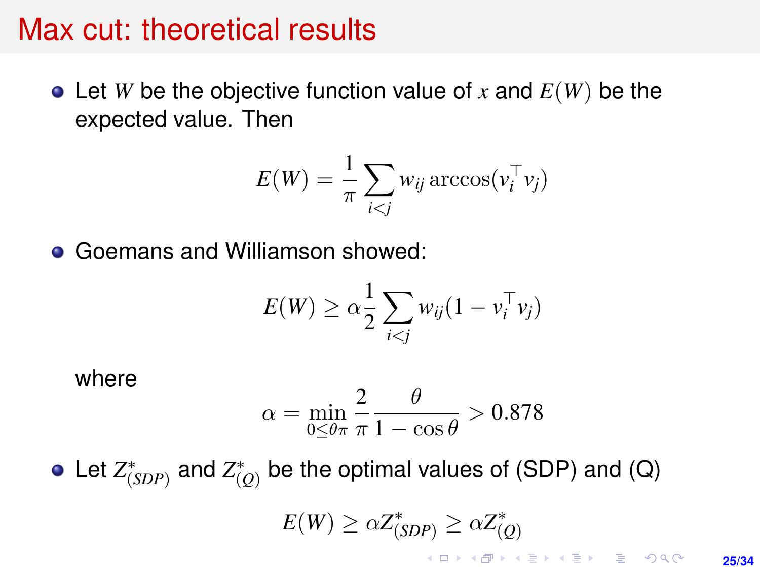# Max cut: theoretical results

- Let $W$ be the objective function value of $x$ and $E(W)$ be the expected value. Then

$$E(W) = \frac{1}{\pi} \sum_{i<j} w_{ij} \arccos(v_i^\top v_j)$$

- Goemans and Williamson showed:

$$E(W) \geq \alpha \frac{1}{2} \sum_{i<j} w_{ij}(1 - v_i^\top v_j)$$

  where

$$\alpha = \min_{0 \leq \theta \pi} \frac{2}{\pi} \frac{\theta}{1 - \cos\theta} > 0.878$$

- Let $Z^*_{(SDP)}$ and $Z^*_{(Q)}$ be the optimal values of (SDP) and (Q)

$$E(W) \geq \alpha Z^*_{(SDP)} \geq \alpha Z^*_{(Q)}$$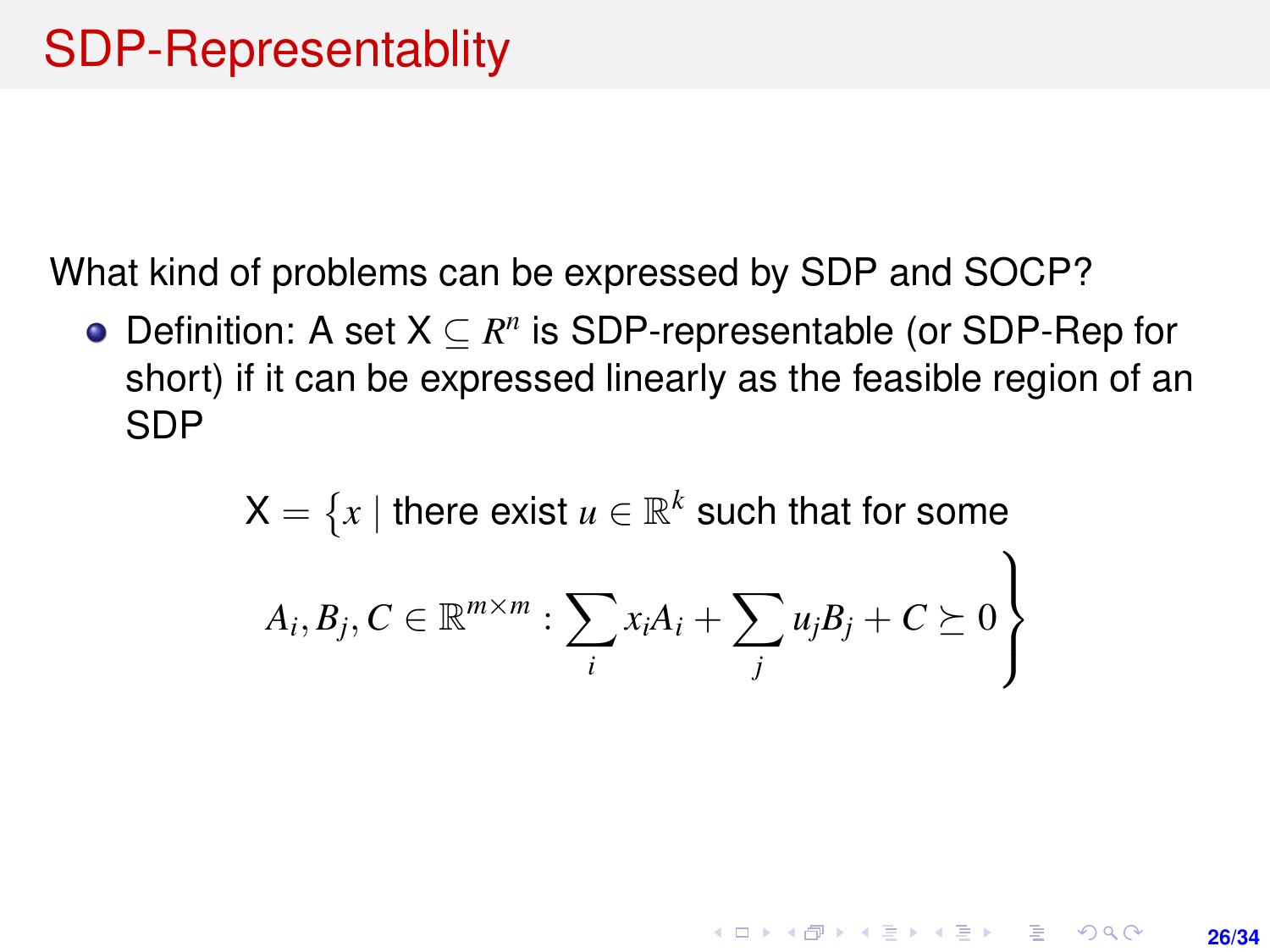# SDP-Representablity

What kind of problems can be expressed by SDP and SOCP?

- Definition: A set $\mathsf{X} \subseteq R^n$ is SDP-representable (or SDP-Rep for short) if it can be expressed linearly as the feasible region of an SDP

$$\mathsf{X} = \left\{ x \mid \text{there exist } u \in \mathbb{R}^k \text{ such that for some } \right.$$
$$\left. A_i, B_j, C \in \mathbb{R}^{m \times m} : \sum_i x_i A_i + \sum_j u_j B_j + C \succeq 0 \right\}$$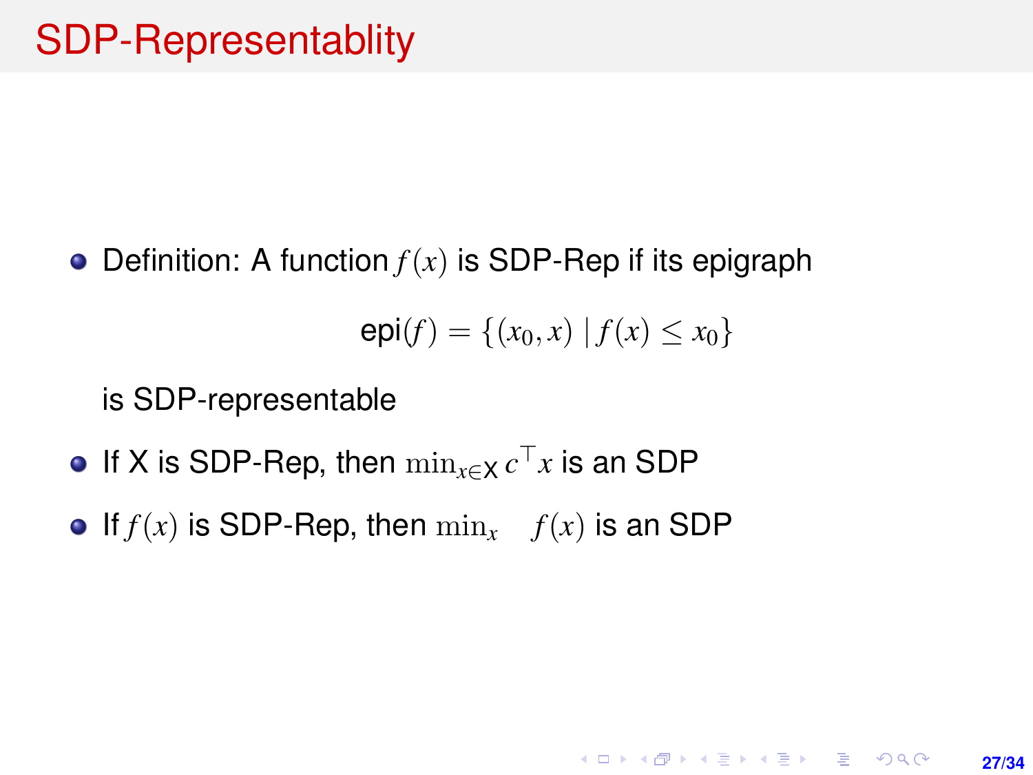# SDP-Representablity

- Definition: A function $f(x)$ is SDP-Rep if its epigraph

$$\text{epi}(f) = \{(x_0, x) \mid f(x) \leq x_0\}$$

  is SDP-representable

- If X is SDP-Rep, then $\min_{x \in \mathsf{X}} c^\top x$ is an SDP
- If $f(x)$ is SDP-Rep, then $\min_x \quad f(x)$ is an SDP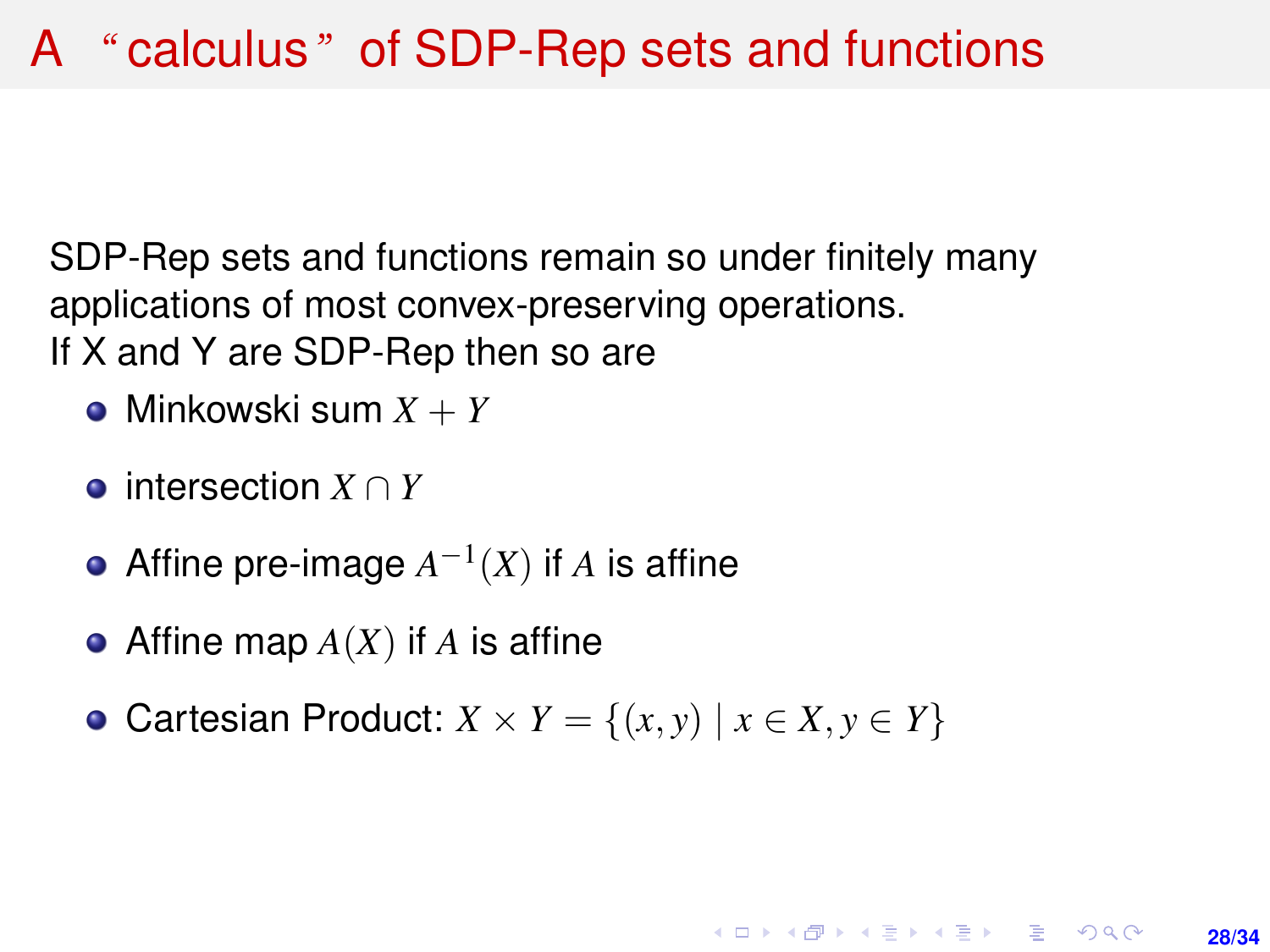# A “calculus” of SDP-Rep sets and functions

SDP-Rep sets and functions remain so under finitely many applications of most convex-preserving operations.
If X and Y are SDP-Rep then so are

- Minkowski sum $X + Y$
- intersection $X \cap Y$
- Affine pre-image $A^{-1}(X)$ if $A$ is affine
- Affine map $A(X)$ if $A$ is affine
- Cartesian Product: $X \times Y = \{(x, y) \mid x \in X, y \in Y\}$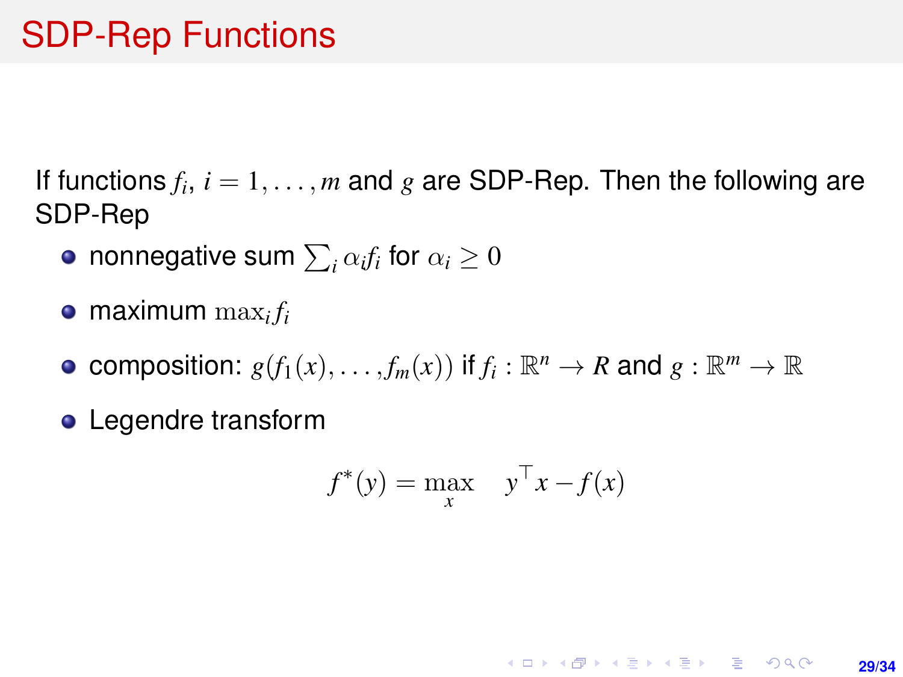# SDP-Rep Functions

If functions $f_i$, $i = 1, \ldots, m$ and $g$ are SDP-Rep. Then the following are SDP-Rep

- nonnegative sum $\sum_i \alpha_i f_i$ for $\alpha_i \geq 0$
- maximum $\max_i f_i$
- composition: $g(f_1(x), \ldots, f_m(x))$ if $f_i : \mathbb{R}^n \to R$ and $g : \mathbb{R}^m \to \mathbb{R}$
- Legendre transform

$$f^*(y) = \max_x \quad y^\top x - f(x)$$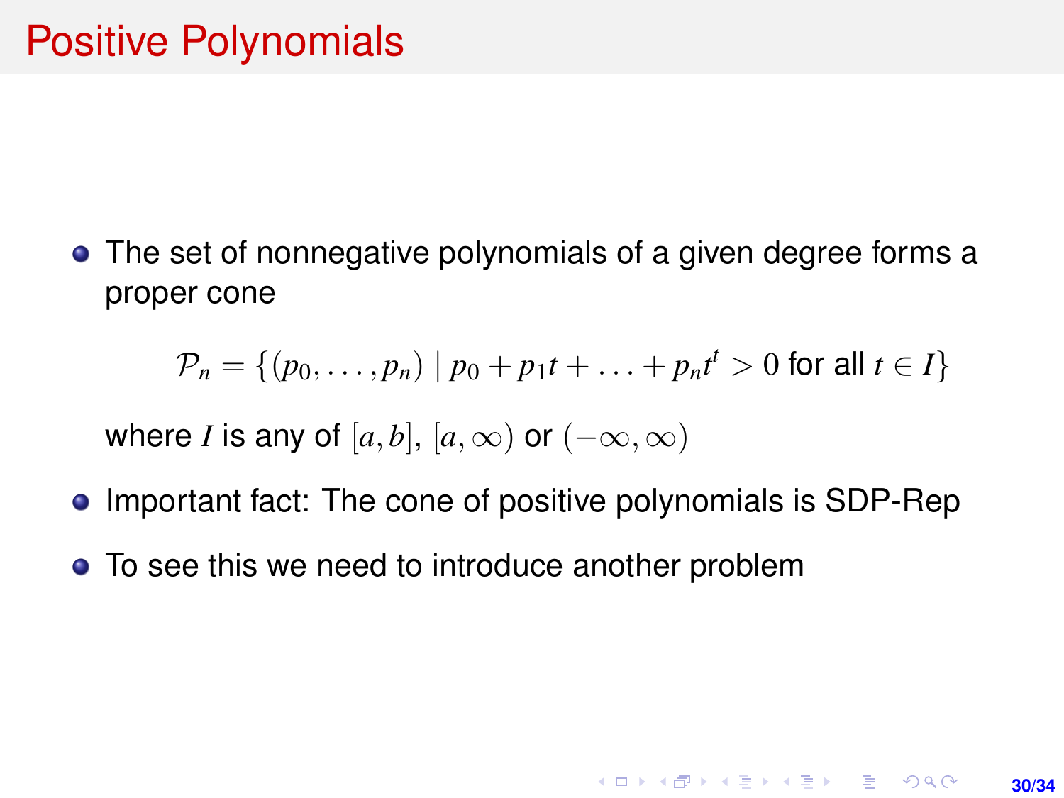# Positive Polynomials

- The set of nonnegative polynomials of a given degree forms a proper cone

$$\mathcal{P}_n = \{(p_0, \ldots, p_n) \mid p_0 + p_1 t + \ldots + p_n t^t > 0 \text{ for all } t \in I\}$$

  where $I$ is any of $[a, b]$, $[a, \infty)$ or $(-\infty, \infty)$

- Important fact: The cone of positive polynomials is SDP-Rep
- To see this we need to introduce another problem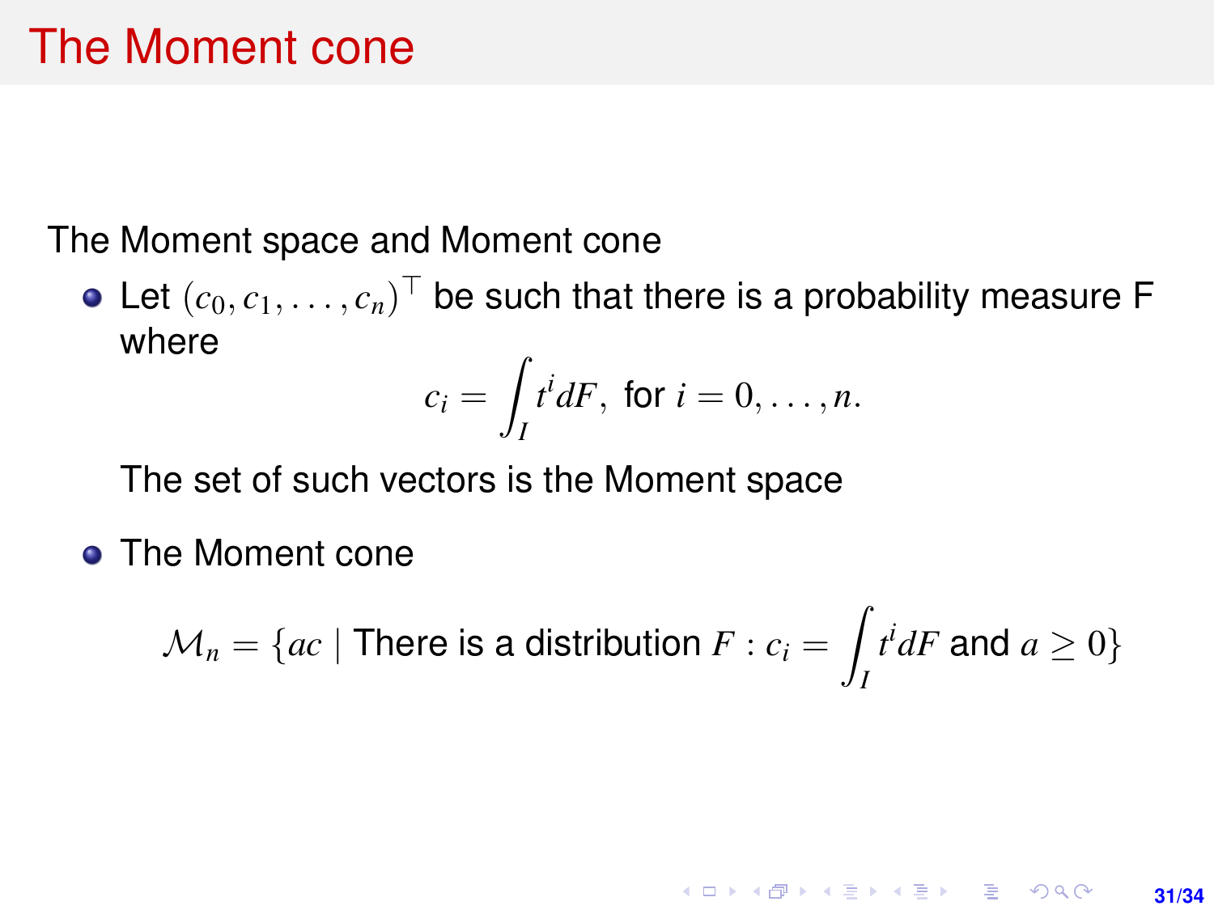# The Moment cone

The Moment space and Moment cone

- Let $(c_0, c_1, \ldots, c_n)^\top$ be such that there is a probability measure F where

$$c_i = \int_I t^i dF, \text{ for } i = 0, \ldots, n.$$

  The set of such vectors is the Moment space

- The Moment cone

$$\mathcal{M}_n = \{ac \mid \text{There is a distribution } F : c_i = \int_I t^i dF \text{ and } a \geq 0\}$$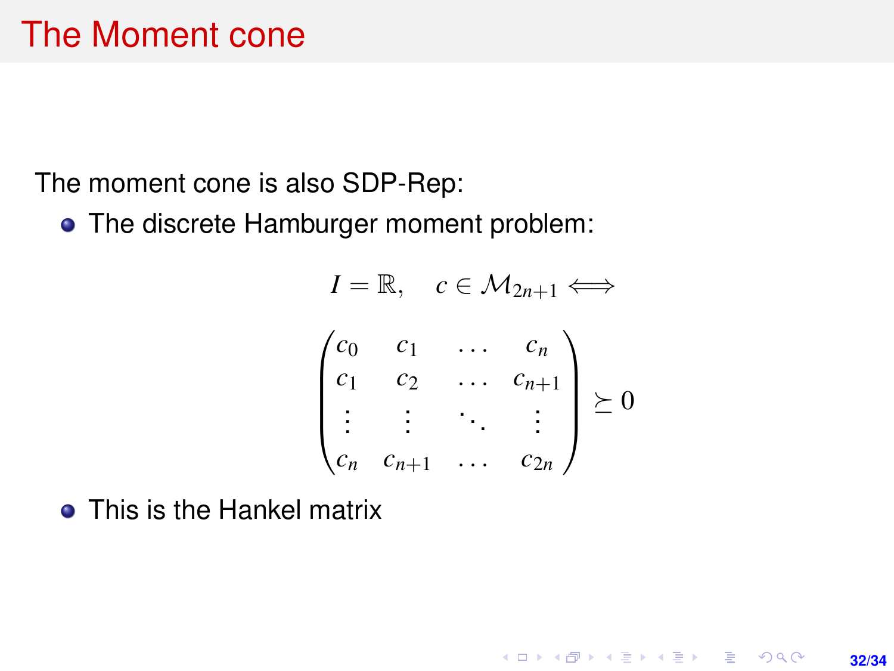# The Moment cone

The moment cone is also SDP-Rep:

- The discrete Hamburger moment problem:

$$
I = \mathbb{R}, \quad c \in \mathcal{M}_{2n+1} \iff
$$

$$
\begin{pmatrix}
c_0 & c_1 & \dots & c_n \\
c_1 & c_2 & \dots & c_{n+1} \\
\vdots & \vdots & \ddots & \vdots \\
c_n & c_{n+1} & \dots & c_{2n}
\end{pmatrix} \succeq 0
$$

- This is the Hankel matrix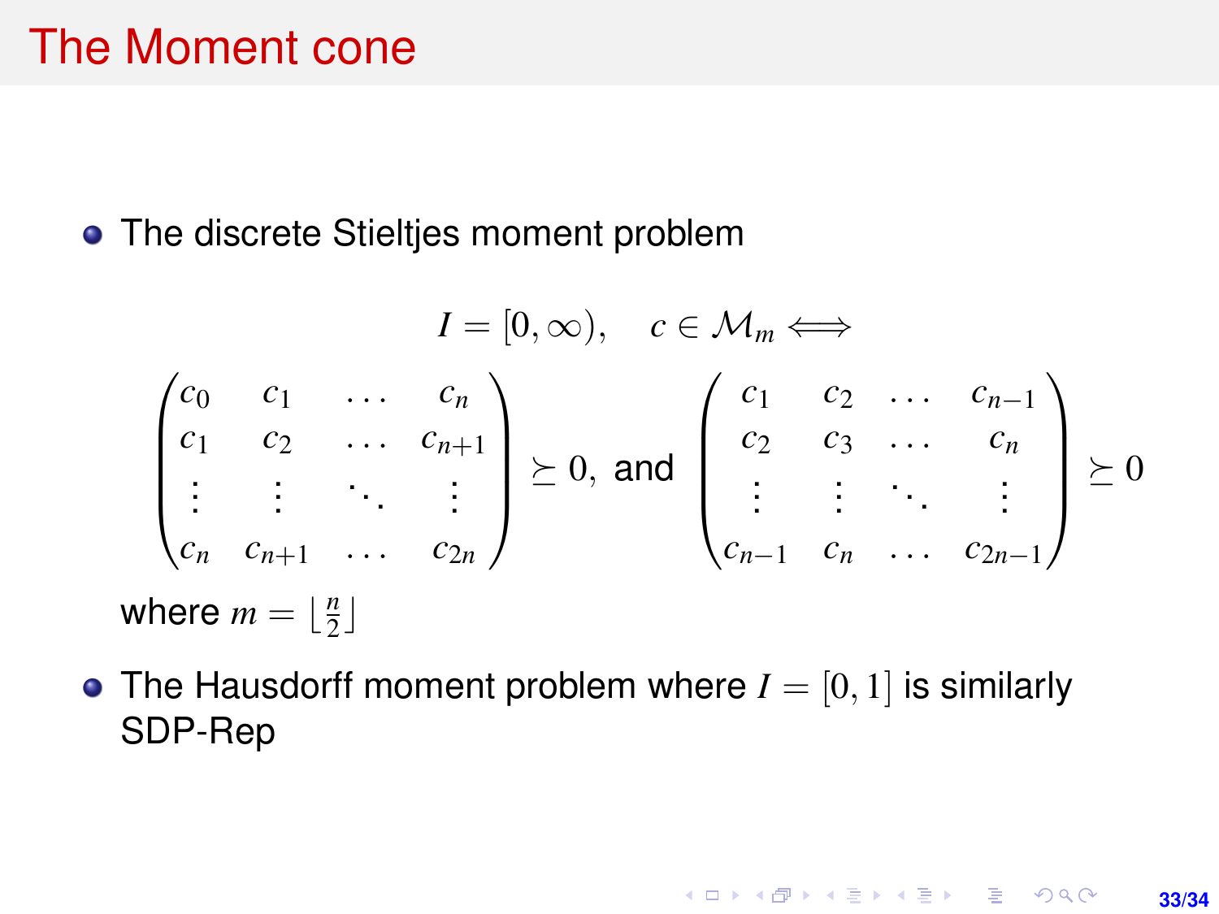# The Moment cone

- The discrete Stieltjes moment problem

$$I = [0, \infty), \quad c \in \mathcal{M}_m \Longleftrightarrow$$

$$\begin{pmatrix} c_0 & c_1 & \dots & c_n \\ c_1 & c_2 & \dots & c_{n+1} \\ \vdots & \vdots & \ddots & \vdots \\ c_n & c_{n+1} & \dots & c_{2n} \end{pmatrix} \succeq 0, \text{ and } \begin{pmatrix} c_1 & c_2 & \dots & c_{n-1} \\ c_2 & c_3 & \dots & c_n \\ \vdots & \vdots & \ddots & \vdots \\ c_{n-1} & c_n & \dots & c_{2n-1} \end{pmatrix} \succeq 0$$

where $m = \lfloor \frac{n}{2} \rfloor$

- The Hausdorff moment problem where $I = [0, 1]$ is similarly SDP-Rep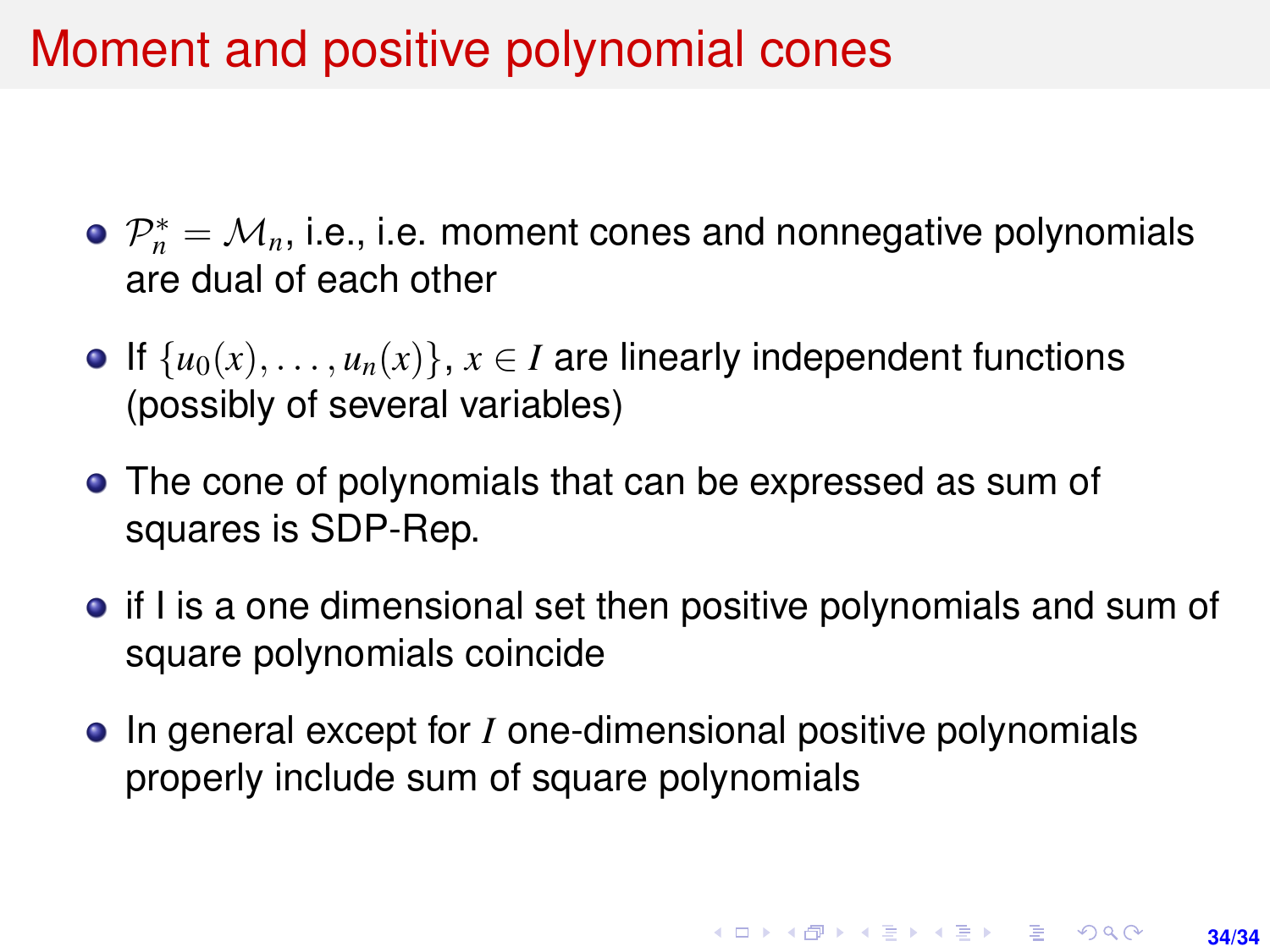# Moment and positive polynomial cones

- $\mathcal{P}_n^* = \mathcal{M}_n$, i.e., i.e. moment cones and nonnegative polynomials are dual of each other
- If $\{u_0(x), \ldots, u_n(x)\}$, $x \in I$ are linearly independent functions (possibly of several variables)
- The cone of polynomials that can be expressed as sum of squares is SDP-Rep.
- if I is a one dimensional set then positive polynomials and sum of square polynomials coincide
- In general except for $I$ one-dimensional positive polynomials properly include sum of square polynomials